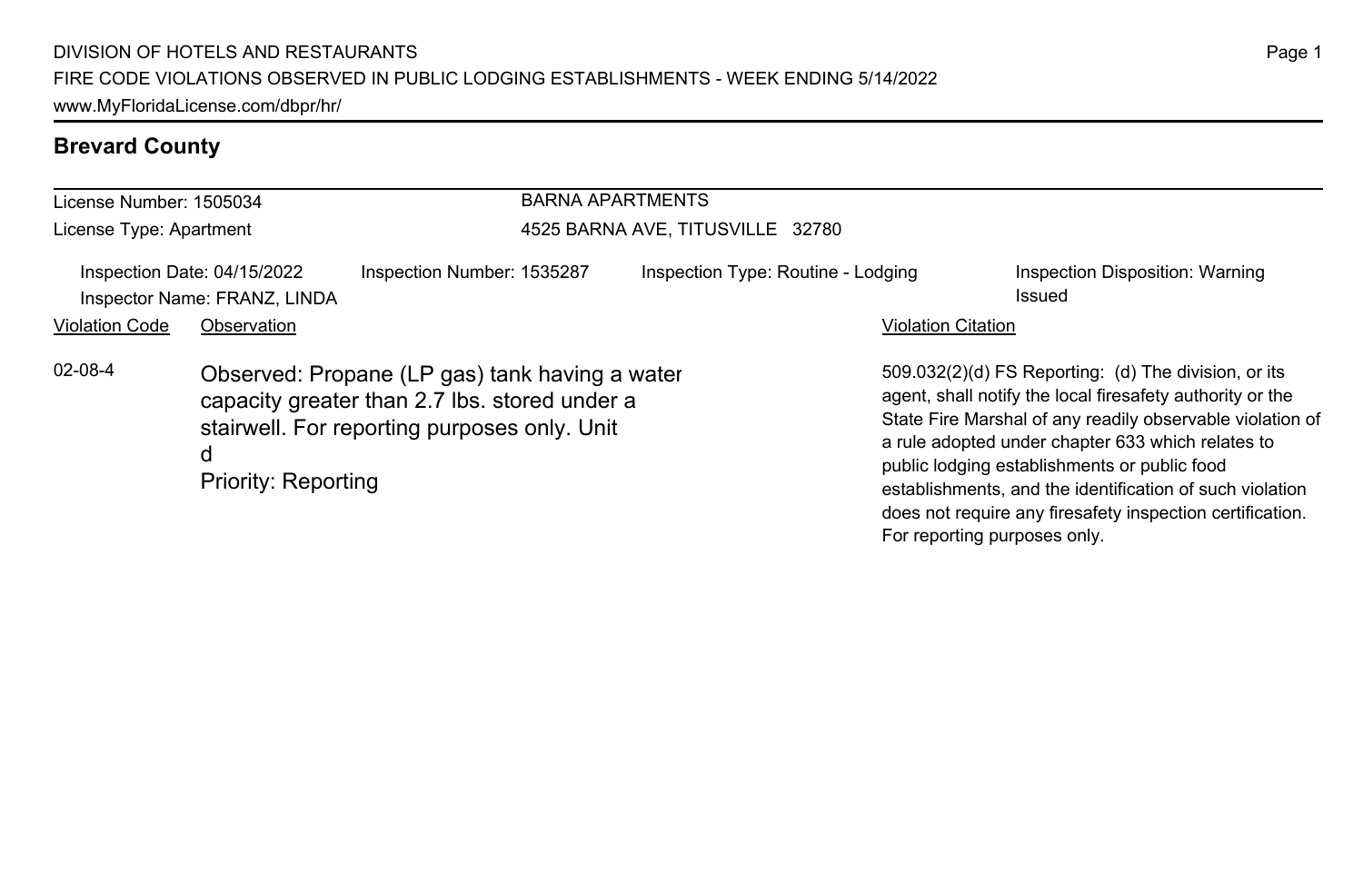DIVISION OF HOTELS AND RESTAURANTS

FIRE CODE VIOLATIONS OBSERVED IN PUBLIC LODGING ESTABLISHMENTS - WEEK ENDING 5/14/2022

www.MyFloridaLicense.com/dbpr/hr/

## Brevard County

License Number: 1505034
License Type: Apartment

BARNA APARTMENTS
4525 BARNA AVE, TITUSVILLE 32780

Inspection Date: 04/15/2022
Inspector Name: FRANZ, LINDA
Inspection Number: 1535287
Inspection Type: Routine - Lodging
Inspection Disposition: Warning Issued

| Violation Code | Observation | Violation Citation |
| --- | --- | --- |
| 02-08-4 | Observed: Propane (LP gas) tank having a water capacity greater than 2.7 lbs. stored under a stairwell. For reporting purposes only. Unit d<br>Priority: Reporting | 509.032(2)(d) FS Reporting: (d) The division, or its agent, shall notify the local firesafety authority or the State Fire Marshal of any readily observable violation of a rule adopted under chapter 633 which relates to public lodging establishments or public food establishments, and the identification of such violation does not require any firesafety inspection certification. For reporting purposes only. |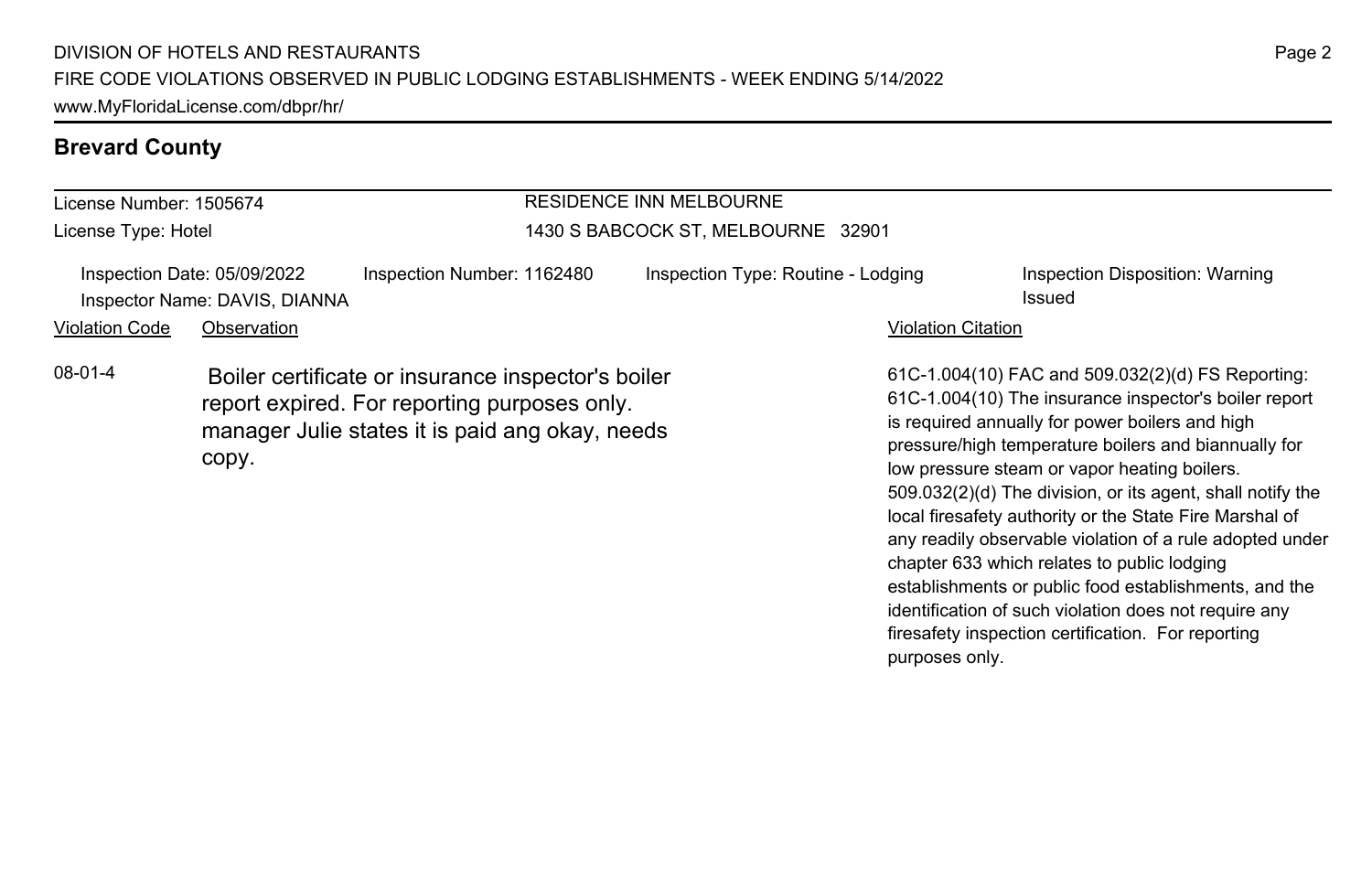## Brevard County

License Number: 1505674
License Type: Hotel

RESIDENCE INN MELBOURNE
1430 S BABCOCK ST, MELBOURNE 32901

Inspection Date: 05/09/2022
Inspector Name: DAVIS, DIANNA
Inspection Number: 1162480
Inspection Type: Routine - Lodging
Inspection Disposition: Warning Issued

| Violation Code | Observation | Violation Citation |
| --- | --- | --- |
| 08-01-4 | Boiler certificate or insurance inspector's boiler report expired. For reporting purposes only. manager Julie states it is paid ang okay, needs copy. | 61C-1.004(10) FAC and 509.032(2)(d) FS Reporting: 61C-1.004(10) The insurance inspector's boiler report is required annually for power boilers and high pressure/high temperature boilers and biannually for low pressure steam or vapor heating boilers. 509.032(2)(d) The division, or its agent, shall notify the local firesafety authority or the State Fire Marshal of any readily observable violation of a rule adopted under chapter 633 which relates to public lodging establishments or public food establishments, and the identification of such violation does not require any firesafety inspection certification. For reporting purposes only. |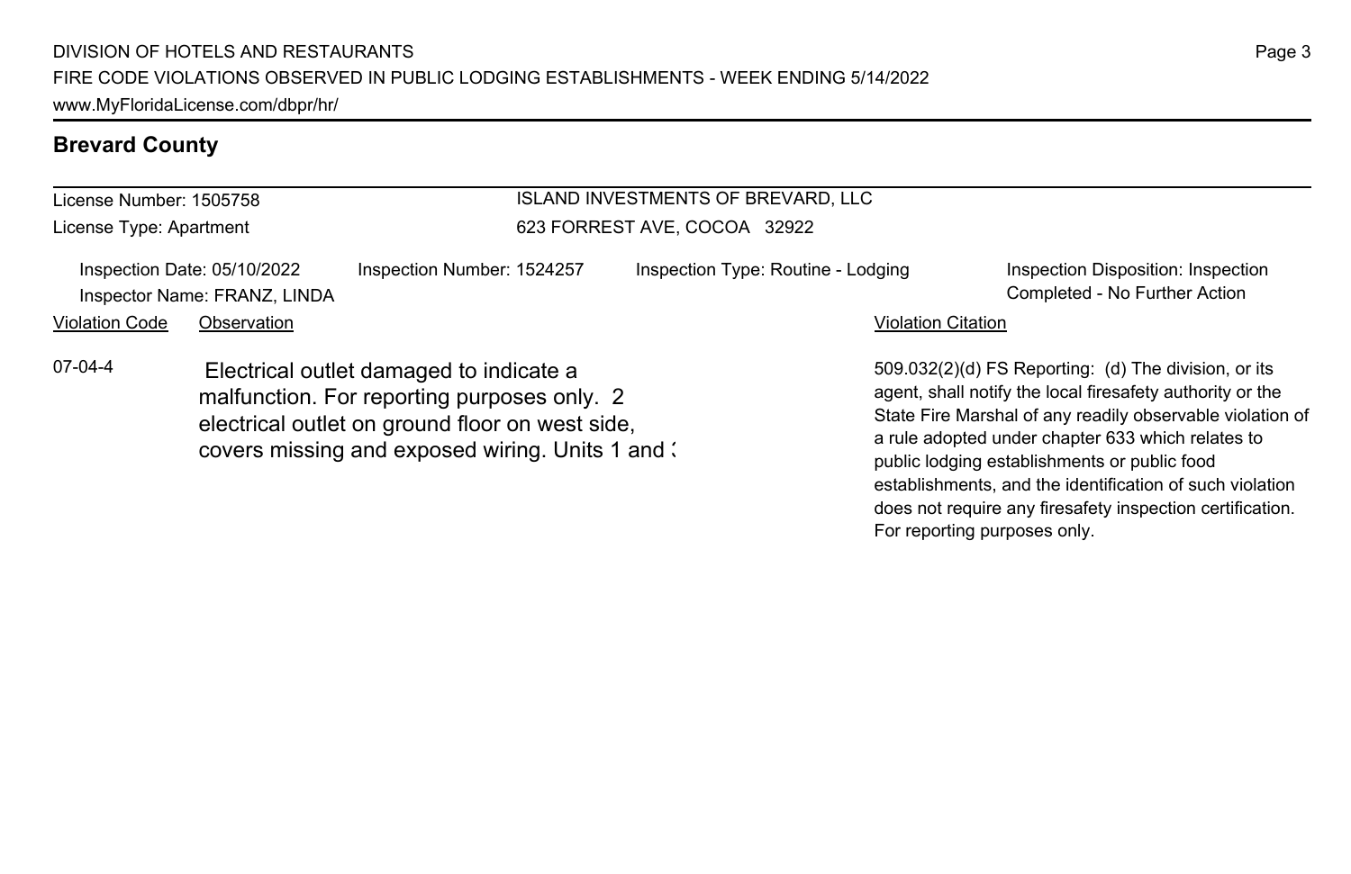## Brevard County

License Number: 1505758
License Type: Apartment

ISLAND INVESTMENTS OF BREVARD, LLC
623 FORREST AVE, COCOA 32922

Inspection Date: 05/10/2022
Inspector Name: FRANZ, LINDA
Inspection Number: 1524257
Inspection Type: Routine - Lodging
Inspection Disposition: Inspection Completed - No Further Action

| Violation Code | Observation | Violation Citation |
| --- | --- | --- |
| 07-04-4 | Electrical outlet damaged to indicate a malfunction. For reporting purposes only. 2 electrical outlet on ground floor on west side, covers missing and exposed wiring. Units 1 and 3 | 509.032(2)(d) FS Reporting: (d) The division, or its agent, shall notify the local firesafety authority or the State Fire Marshal of any readily observable violation of a rule adopted under chapter 633 which relates to public lodging establishments or public food establishments, and the identification of such violation does not require any firesafety inspection certification. For reporting purposes only. |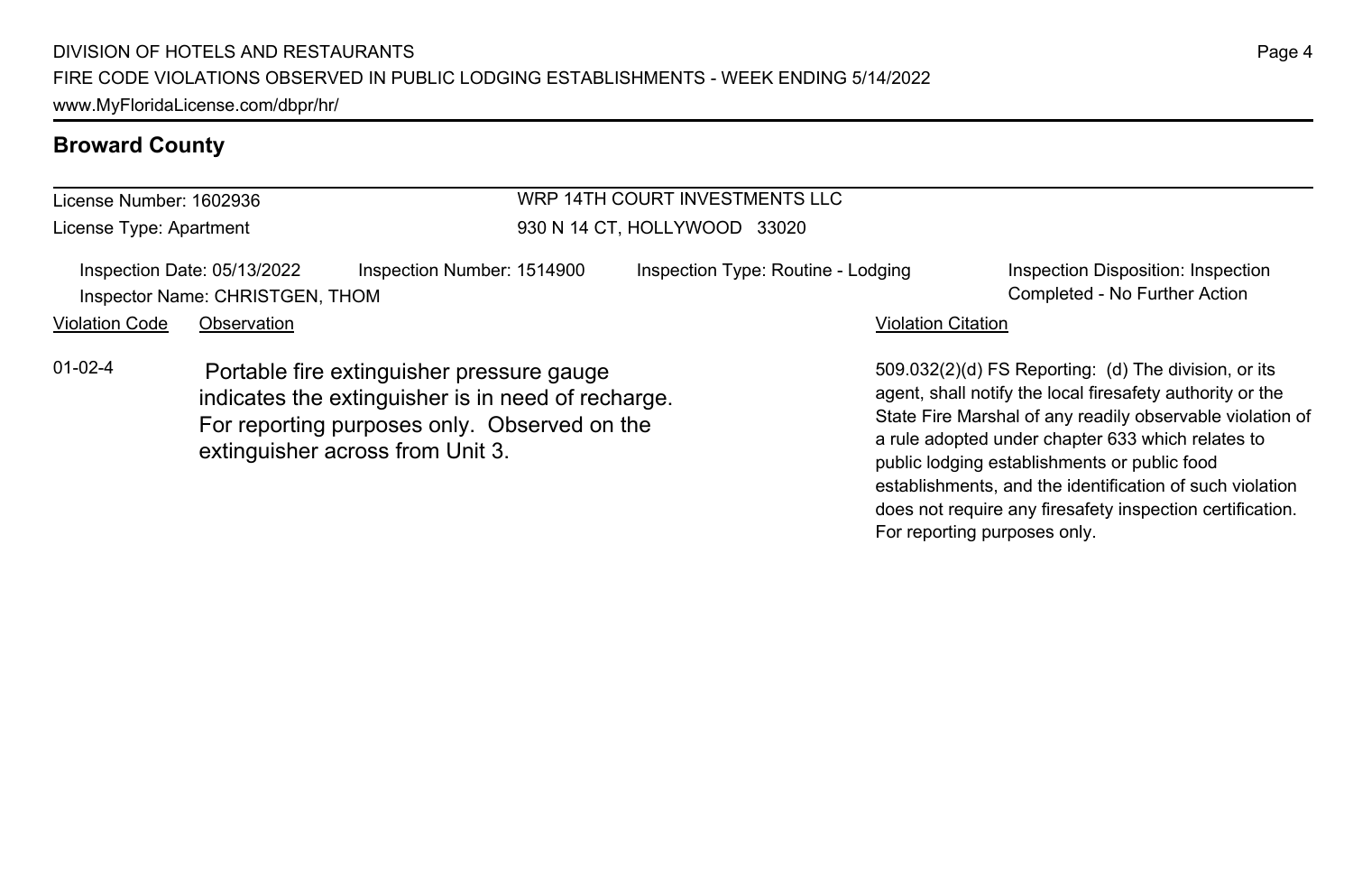## Broward County

License Number: 1602936
License Type: Apartment

WRP 14TH COURT INVESTMENTS LLC
930 N 14 CT, HOLLYWOOD 33020

Inspection Date: 05/13/2022
Inspection Number: 1514900
Inspection Type: Routine - Lodging
Inspection Disposition: Inspection Completed - No Further Action
Inspector Name: CHRISTGEN, THOM

| Violation Code | Observation | Violation Citation |
| --- | --- | --- |
| 01-02-4 | Portable fire extinguisher pressure gauge indicates the extinguisher is in need of recharge. For reporting purposes only. Observed on the extinguisher across from Unit 3. | 509.032(2)(d) FS Reporting: (d) The division, or its agent, shall notify the local firesafety authority or the State Fire Marshal of any readily observable violation of a rule adopted under chapter 633 which relates to public lodging establishments or public food establishments, and the identification of such violation does not require any firesafety inspection certification. For reporting purposes only. |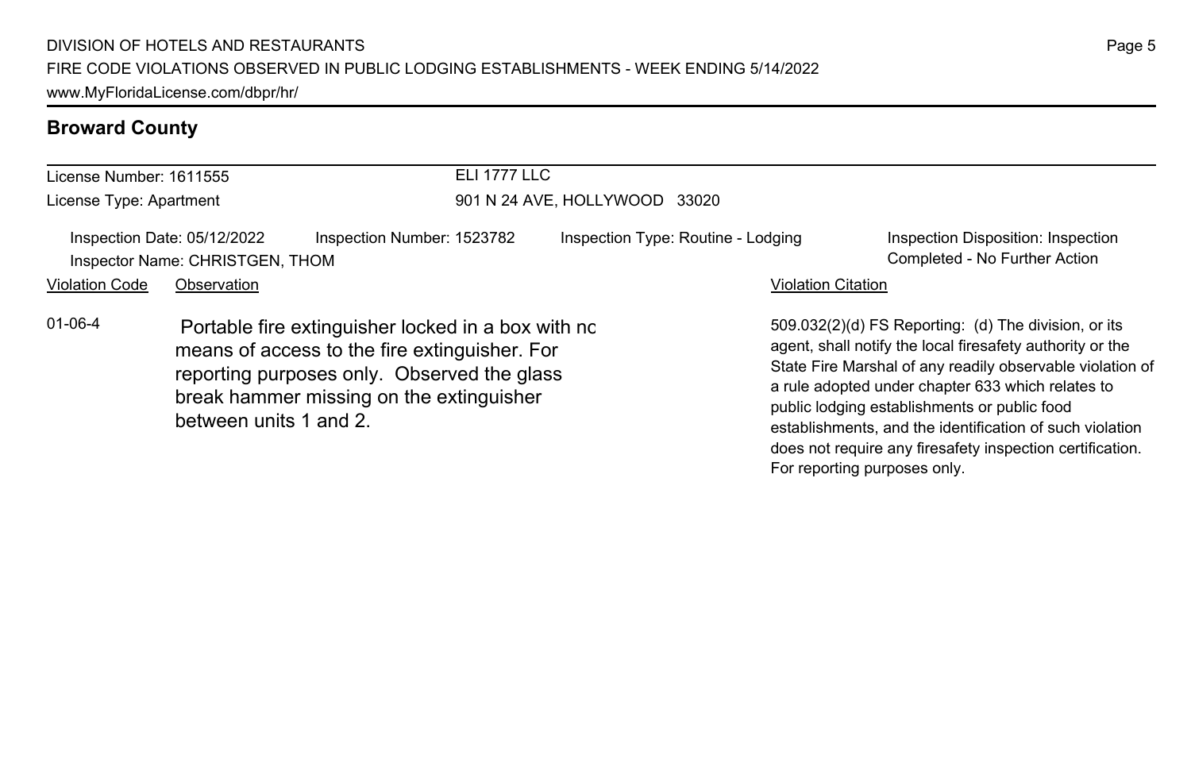## Broward County

| License Number: 1611555 | ELI 1777 LLC |
| --- | --- |
| License Type: Apartment | 901 N 24 AVE, HOLLYWOOD 33020 |

Inspection Date: 05/12/2022 | Inspection Number: 1523782 | Inspection Type: Routine - Lodging | Inspection Disposition: Inspection Completed - No Further Action

Inspector Name: CHRISTGEN, THOM

| Violation Code | Observation | Violation Citation |
| --- | --- | --- |
| 01-06-4 | Portable fire extinguisher locked in a box with no means of access to the fire extinguisher. For reporting purposes only. Observed the glass break hammer missing on the extinguisher between units 1 and 2. | 509.032(2)(d) FS Reporting: (d) The division, or its agent, shall notify the local firesafety authority or the State Fire Marshal of any readily observable violation of a rule adopted under chapter 633 which relates to public lodging establishments or public food establishments, and the identification of such violation does not require any firesafety inspection certification. For reporting purposes only. |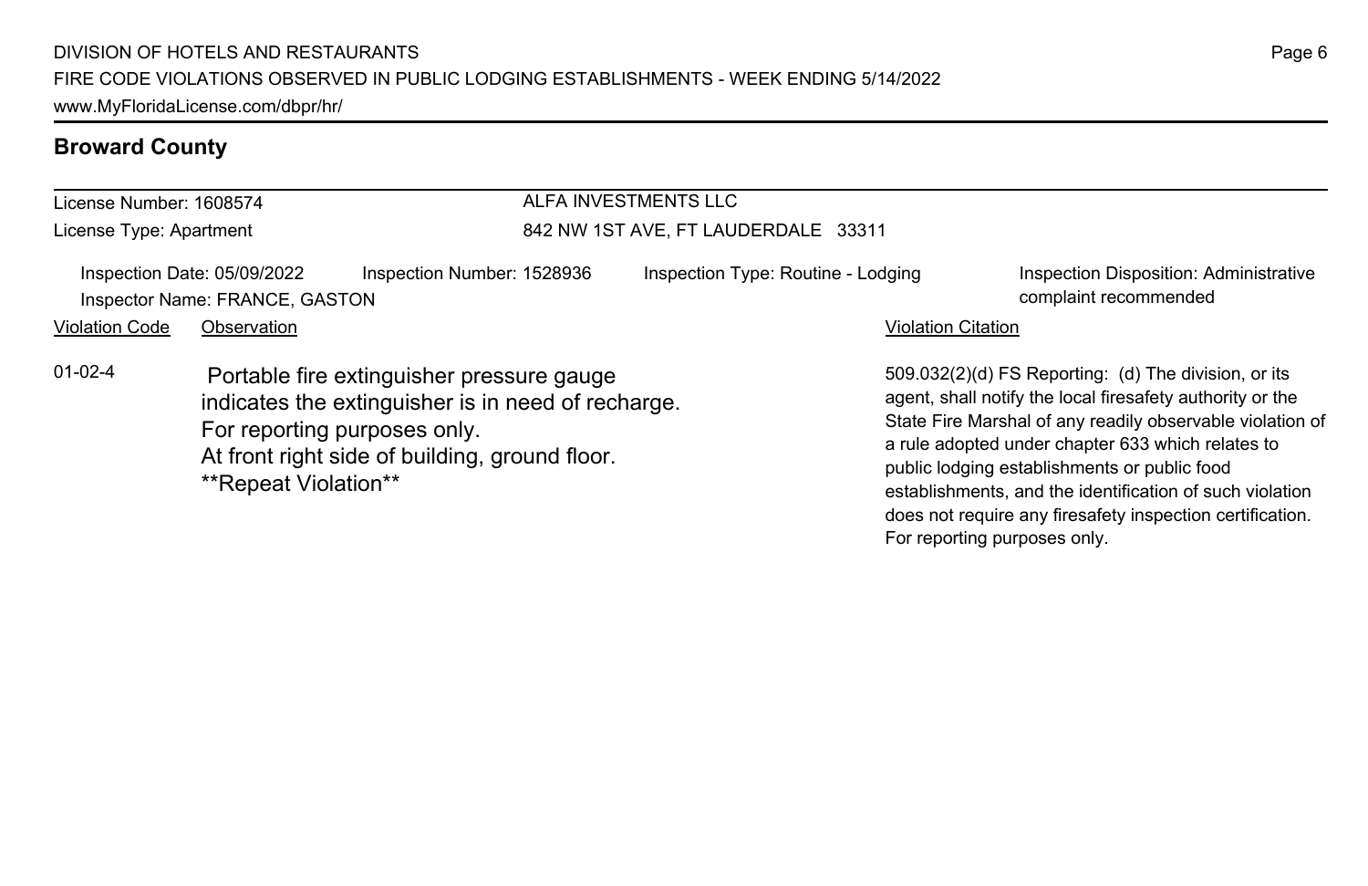## Broward County

License Number: 1608574
License Type: Apartment

ALFA INVESTMENTS LLC
842 NW 1ST AVE, FT LAUDERDALE 33311

Inspection Date: 05/09/2022
Inspection Number: 1528936
Inspection Type: Routine - Lodging
Inspection Disposition: Administrative complaint recommended
Inspector Name: FRANCE, GASTON

| Violation Code | Observation | Violation Citation |
| --- | --- | --- |
| 01-02-4 | Portable fire extinguisher pressure gauge indicates the extinguisher is in need of recharge. For reporting purposes only. At front right side of building, ground floor. **Repeat Violation** | 509.032(2)(d) FS Reporting: (d) The division, or its agent, shall notify the local firesafety authority or the State Fire Marshal of any readily observable violation of a rule adopted under chapter 633 which relates to public lodging establishments or public food establishments, and the identification of such violation does not require any firesafety inspection certification. For reporting purposes only. |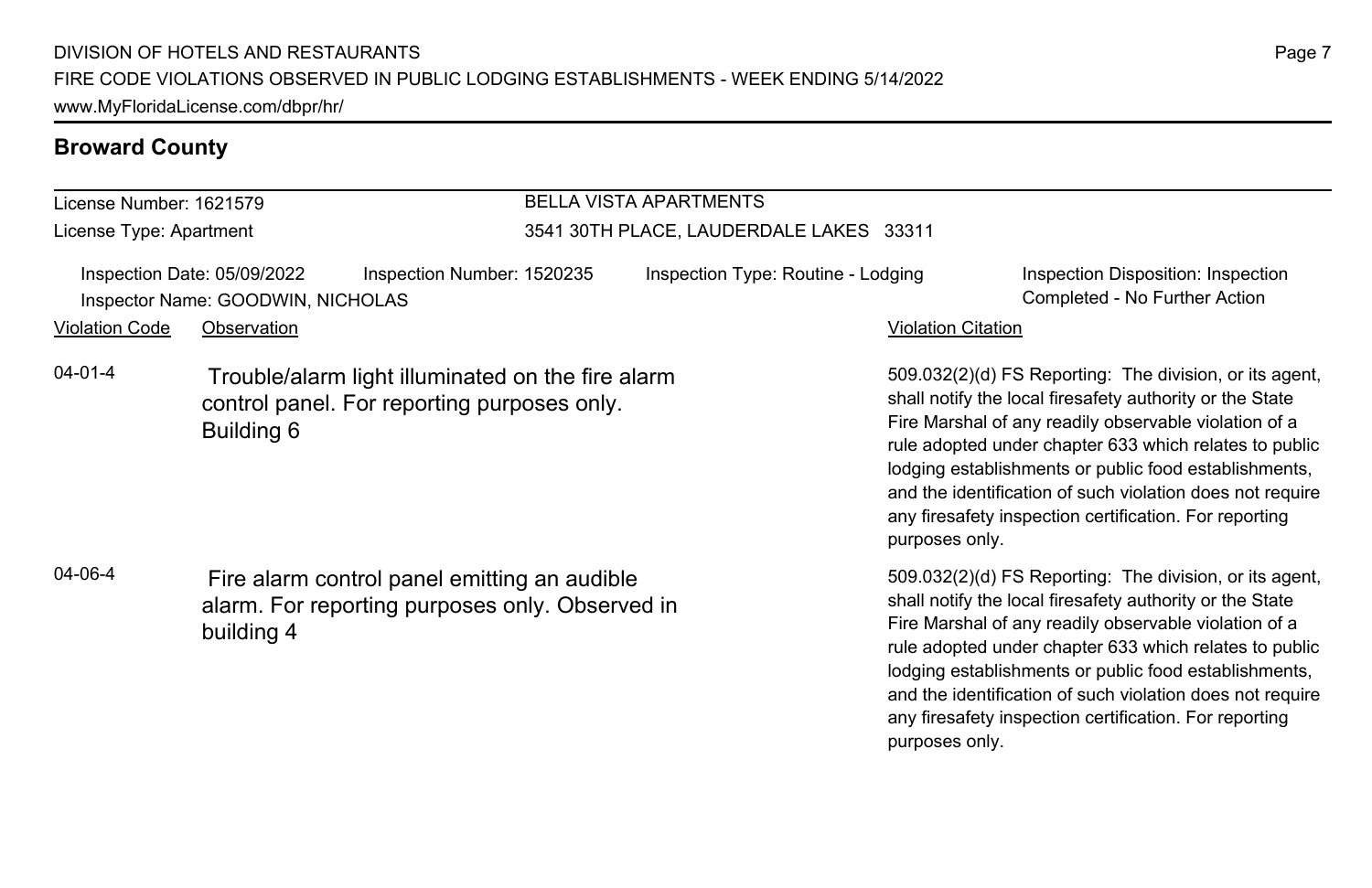## Broward County

License Number: 1621579
License Type: Apartment

**BELLA VISTA APARTMENTS**
3541 30TH PLACE, LAUDERDALE LAKES 33311

Inspection Date: 05/09/2022
Inspection Number: 1520235
Inspection Type: Routine - Lodging
Inspection Disposition: Inspection Completed - No Further Action
Inspector Name: GOODWIN, NICHOLAS

| Violation Code | Observation | Violation Citation |
| --- | --- | --- |
| 04-01-4 | Trouble/alarm light illuminated on the fire alarm control panel. For reporting purposes only. Building 6 | 509.032(2)(d) FS Reporting: The division, or its agent, shall notify the local firesafety authority or the State Fire Marshal of any readily observable violation of a rule adopted under chapter 633 which relates to public lodging establishments or public food establishments, and the identification of such violation does not require any firesafety inspection certification. For reporting purposes only. |
| 04-06-4 | Fire alarm control panel emitting an audible alarm. For reporting purposes only. Observed in building 4 | 509.032(2)(d) FS Reporting: The division, or its agent, shall notify the local firesafety authority or the State Fire Marshal of any readily observable violation of a rule adopted under chapter 633 which relates to public lodging establishments or public food establishments, and the identification of such violation does not require any firesafety inspection certification. For reporting purposes only. |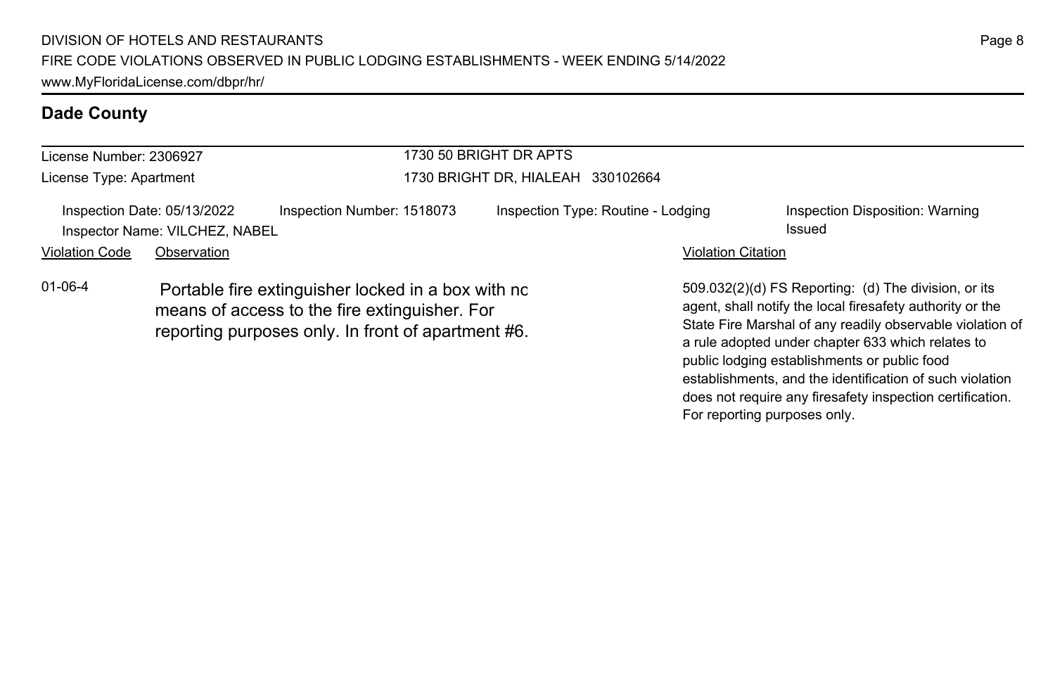## Dade County

License Number: 2306927

License Type: Apartment

1730 50 BRIGHT DR APTS

1730 BRIGHT DR, HIALEAH 330102664

Inspection Date: 05/13/2022 Inspection Number: 1518073 Inspection Type: Routine - Lodging Inspection Disposition: Warning Issued

Inspector Name: VILCHEZ, NABEL

| Violation Code | Observation | Violation Citation |
| --- | --- | --- |
| 01-06-4 | Portable fire extinguisher locked in a box with no means of access to the fire extinguisher. For reporting purposes only. In front of apartment #6. | 509.032(2)(d) FS Reporting: (d) The division, or its agent, shall notify the local firesafety authority or the State Fire Marshal of any readily observable violation of a rule adopted under chapter 633 which relates to public lodging establishments or public food establishments, and the identification of such violation does not require any firesafety inspection certification. For reporting purposes only. |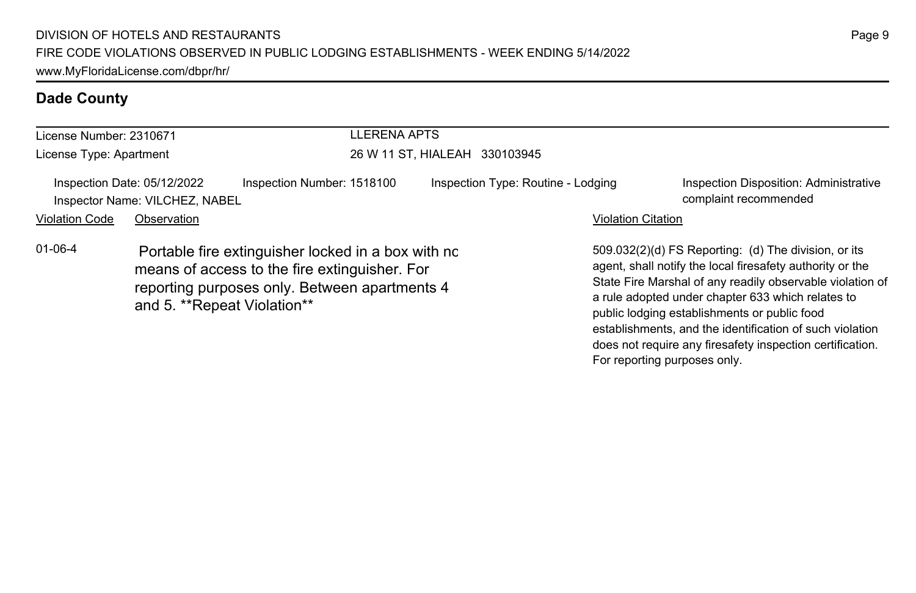## Dade County

| License Number: 2310671 | LLERENA APTS |
| --- | --- |
| License Type: Apartment | 26 W 11 ST, HIALEAH 330103945 |

Inspection Date: 05/12/2022 | Inspection Number: 1518100 | Inspection Type: Routine - Lodging | Inspection Disposition: Administrative complaint recommended

Inspector Name: VILCHEZ, NABEL

| Violation Code | Observation | Violation Citation |
| --- | --- | --- |
| 01-06-4 | Portable fire extinguisher locked in a box with nc means of access to the fire extinguisher. For reporting purposes only. Between apartments 4 and 5. **Repeat Violation** | 509.032(2)(d) FS Reporting: (d) The division, or its agent, shall notify the local firesafety authority or the State Fire Marshal of any readily observable violation of a rule adopted under chapter 633 which relates to public lodging establishments or public food establishments, and the identification of such violation does not require any firesafety inspection certification. For reporting purposes only. |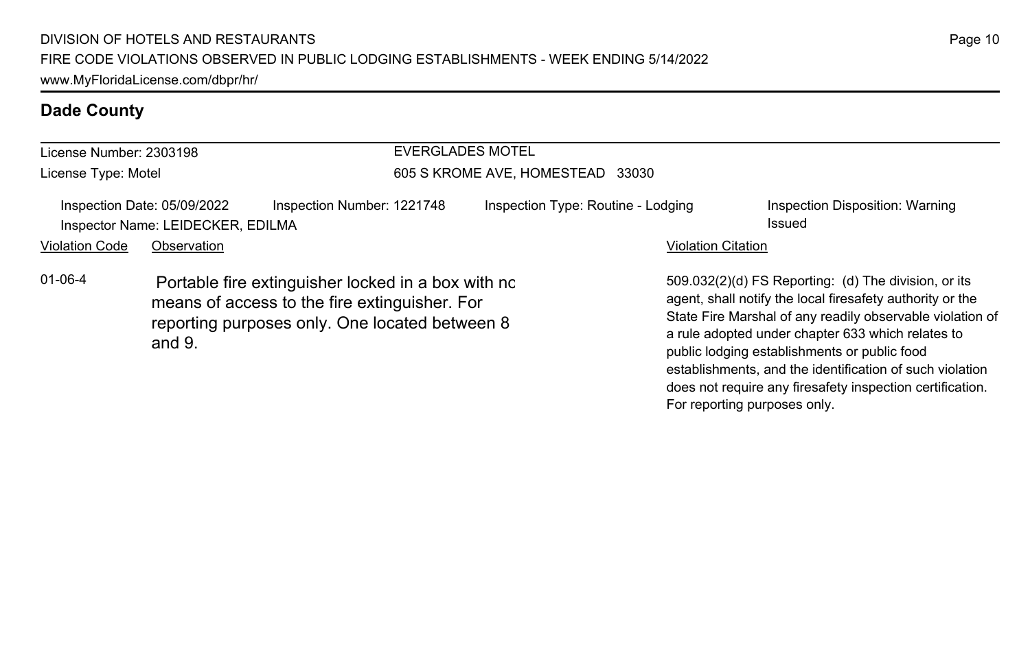## Dade County

License Number: 2303198

License Type: Motel

EVERGLADES MOTEL

605 S KROME AVE, HOMESTEAD 33030

Inspection Date: 05/09/2022 | Inspection Number: 1221748 | Inspection Type: Routine - Lodging | Inspection Disposition: Warning Issued

Inspector Name: LEIDECKER, EDILMA

| Violation Code | Observation | Violation Citation |
|---|---|---|
| 01-06-4 | Portable fire extinguisher locked in a box with no means of access to the fire extinguisher. For reporting purposes only. One located between 8 and 9. | 509.032(2)(d) FS Reporting: (d) The division, or its agent, shall notify the local firesafety authority or the State Fire Marshal of any readily observable violation of a rule adopted under chapter 633 which relates to public lodging establishments or public food establishments, and the identification of such violation does not require any firesafety inspection certification. For reporting purposes only. |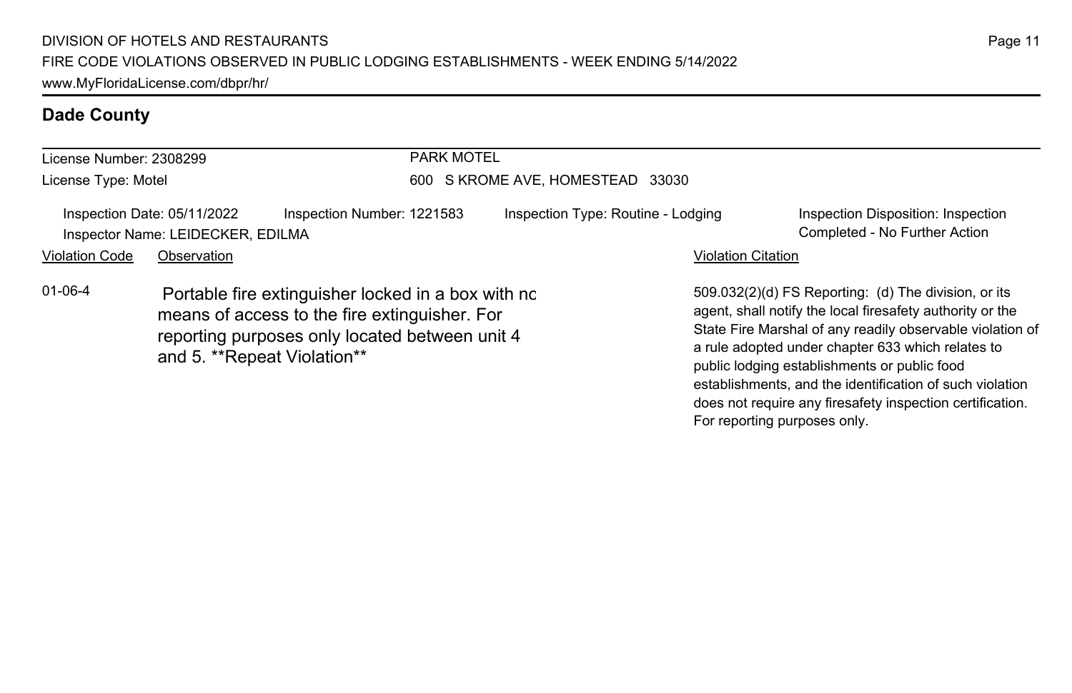## Dade County

License Number: 2308299

License Type: Motel

PARK MOTEL

600 S KROME AVE, HOMESTEAD 33030

Inspection Date: 05/11/2022 | Inspection Number: 1221583 | Inspection Type: Routine - Lodging | Inspection Disposition: Inspection Completed - No Further Action

Inspector Name: LEIDECKER, EDILMA

| Violation Code | Observation | Violation Citation |
| --- | --- | --- |
| 01-06-4 | Portable fire extinguisher locked in a box with no means of access to the fire extinguisher. For reporting purposes only located between unit 4 and 5. **Repeat Violation** | 509.032(2)(d) FS Reporting: (d) The division, or its agent, shall notify the local firesafety authority or the State Fire Marshal of any readily observable violation of a rule adopted under chapter 633 which relates to public lodging establishments or public food establishments, and the identification of such violation does not require any firesafety inspection certification. For reporting purposes only. |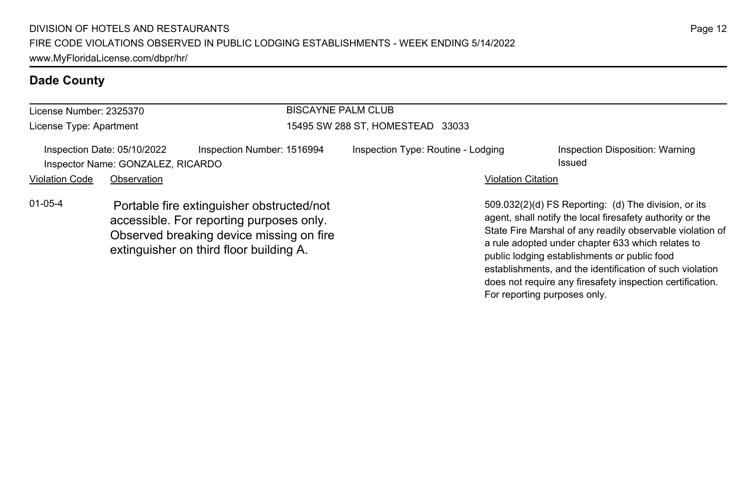## Dade County

License Number: 2325370
License Type: Apartment

BISCAYNE PALM CLUB
15495 SW 288 ST, HOMESTEAD 33033

Inspection Date: 05/10/2022
Inspection Number: 1516994
Inspection Type: Routine - Lodging
Inspection Disposition: Warning Issued
Inspector Name: GONZALEZ, RICARDO

| Violation Code | Observation | Violation Citation |
| --- | --- | --- |
| 01-05-4 | Portable fire extinguisher obstructed/not accessible. For reporting purposes only. Observed breaking device missing on fire extinguisher on third floor building A. | 509.032(2)(d) FS Reporting: (d) The division, or its agent, shall notify the local firesafety authority or the State Fire Marshal of any readily observable violation of a rule adopted under chapter 633 which relates to public lodging establishments or public food establishments, and the identification of such violation does not require any firesafety inspection certification. For reporting purposes only. |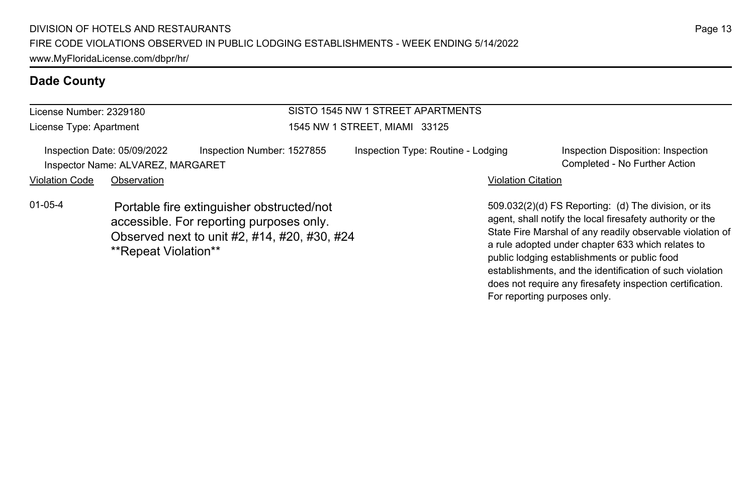## Dade County

License Number: 2329180

License Type: Apartment

SISTO 1545 NW 1 STREET APARTMENTS

1545 NW 1 STREET, MIAMI 33125

Inspection Date: 05/09/2022

Inspection Number: 1527855

Inspection Type: Routine - Lodging

Inspection Disposition: Inspection Completed - No Further Action

Inspector Name: ALVAREZ, MARGARET

| Violation Code | Observation | Violation Citation |
| --- | --- | --- |
| 01-05-4 | Portable fire extinguisher obstructed/not accessible. For reporting purposes only. Observed next to unit #2, #14, #20, #30, #24 **Repeat Violation** | 509.032(2)(d) FS Reporting: (d) The division, or its agent, shall notify the local firesafety authority or the State Fire Marshal of any readily observable violation of a rule adopted under chapter 633 which relates to public lodging establishments or public food establishments, and the identification of such violation does not require any firesafety inspection certification. For reporting purposes only. |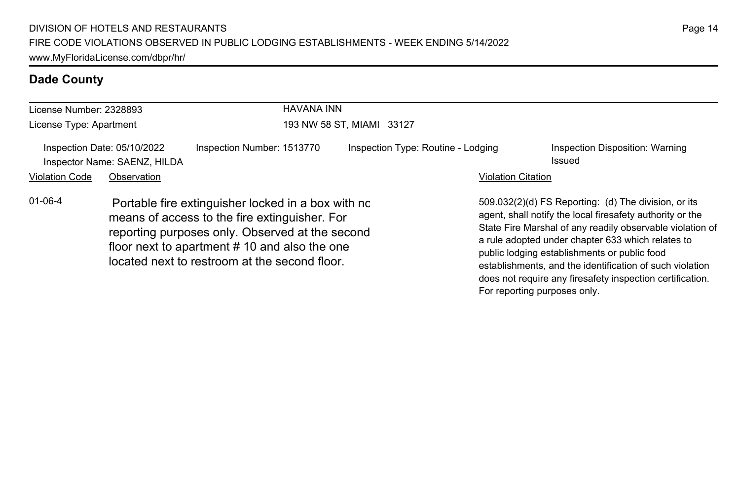## Dade County

License Number: 2328893
License Type: Apartment

HAVANA INN
193 NW 58 ST, MIAMI 33127

Inspection Date: 05/10/2022
Inspector Name: SAENZ, HILDA
Inspection Number: 1513770
Inspection Type: Routine - Lodging
Inspection Disposition: Warning Issued

| Violation Code | Observation | Violation Citation |
| --- | --- | --- |
| 01-06-4 | Portable fire extinguisher locked in a box with no means of access to the fire extinguisher. For reporting purposes only. Observed at the second floor next to apartment # 10 and also the one located next to restroom at the second floor. | 509.032(2)(d) FS Reporting: (d) The division, or its agent, shall notify the local firesafety authority or the State Fire Marshal of any readily observable violation of a rule adopted under chapter 633 which relates to public lodging establishments or public food establishments, and the identification of such violation does not require any firesafety inspection certification. For reporting purposes only. |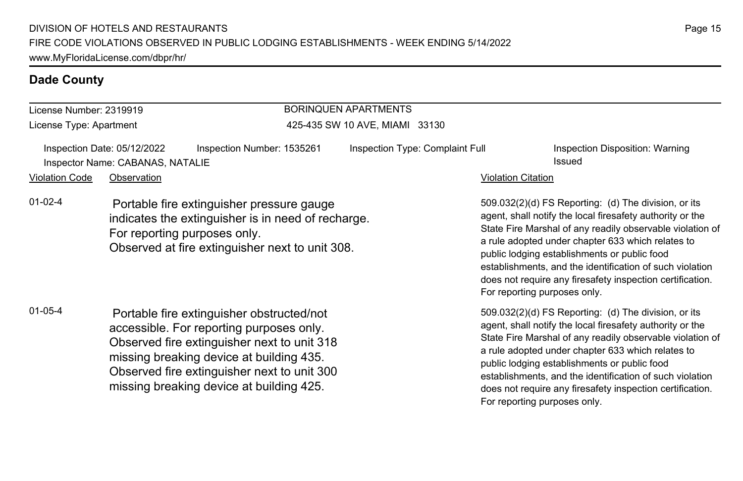## Dade County

License Number: 2319919
License Type: Apartment

**BORINQUEN APARTMENTS**
425-435 SW 10 AVE, MIAMI 33130

Inspection Date: 05/12/2022 | Inspection Number: 1535261 | Inspection Type: Complaint Full | Inspection Disposition: Warning Issued
Inspector Name: CABANAS, NATALIE

| Violation Code | Observation | Violation Citation |
| --- | --- | --- |
| 01-02-4 | Portable fire extinguisher pressure gauge indicates the extinguisher is in need of recharge. For reporting purposes only. Observed at fire extinguisher next to unit 308. | 509.032(2)(d) FS Reporting: (d) The division, or its agent, shall notify the local firesafety authority or the State Fire Marshal of any readily observable violation of a rule adopted under chapter 633 which relates to public lodging establishments or public food establishments, and the identification of such violation does not require any firesafety inspection certification. For reporting purposes only. |
| 01-05-4 | Portable fire extinguisher obstructed/not accessible. For reporting purposes only. Observed fire extinguisher next to unit 318 missing breaking device at building 435. Observed fire extinguisher next to unit 300 missing breaking device at building 425. | 509.032(2)(d) FS Reporting: (d) The division, or its agent, shall notify the local firesafety authority or the State Fire Marshal of any readily observable violation of a rule adopted under chapter 633 which relates to public lodging establishments or public food establishments, and the identification of such violation does not require any firesafety inspection certification. For reporting purposes only. |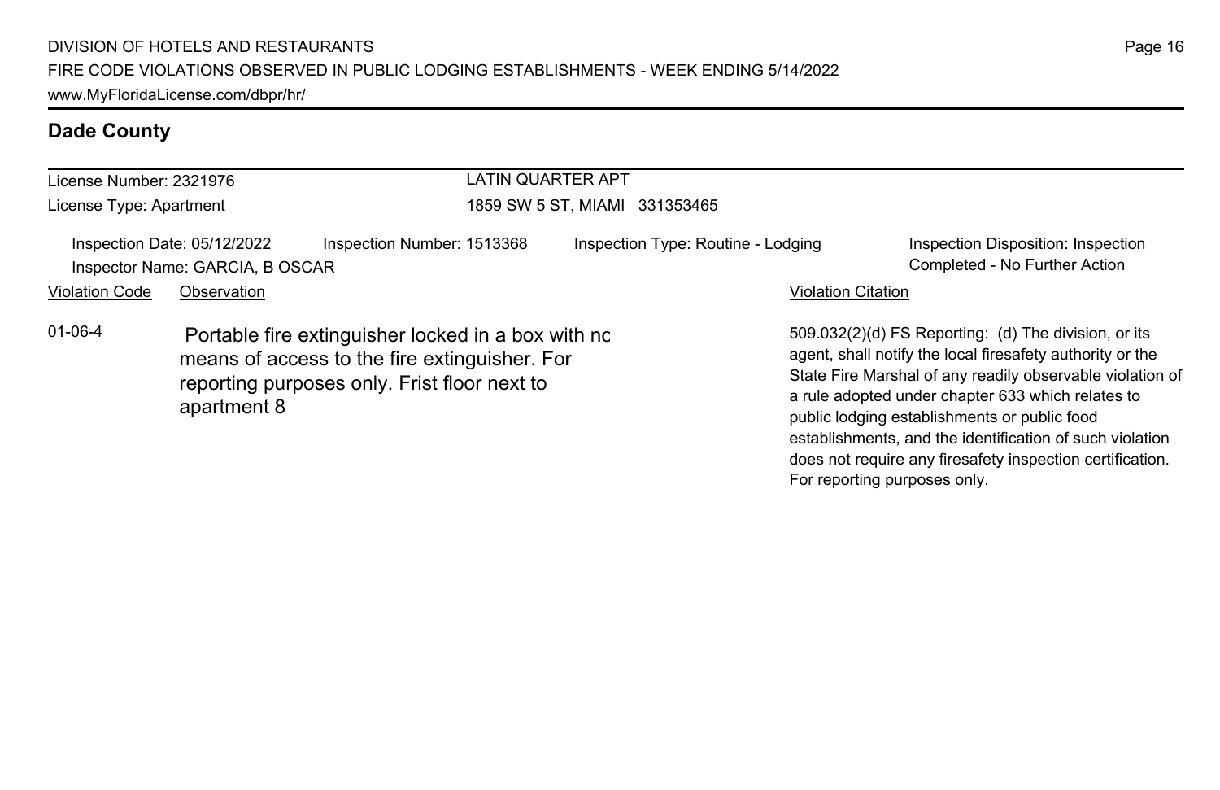## Dade County

License Number: 2321976

License Type: Apartment

LATIN QUARTER APT

1859 SW 5 ST, MIAMI 331353465

Inspection Date: 05/12/2022 | Inspection Number: 1513368 | Inspection Type: Routine - Lodging | Inspection Disposition: Inspection Completed - No Further Action

Inspector Name: GARCIA, B OSCAR

| Violation Code | Observation | Violation Citation |
| --- | --- | --- |
| 01-06-4 | Portable fire extinguisher locked in a box with no means of access to the fire extinguisher. For reporting purposes only. Frist floor next to apartment 8 | 509.032(2)(d) FS Reporting: (d) The division, or its agent, shall notify the local firesafety authority or the State Fire Marshal of any readily observable violation of a rule adopted under chapter 633 which relates to public lodging establishments or public food establishments, and the identification of such violation does not require any firesafety inspection certification. For reporting purposes only. |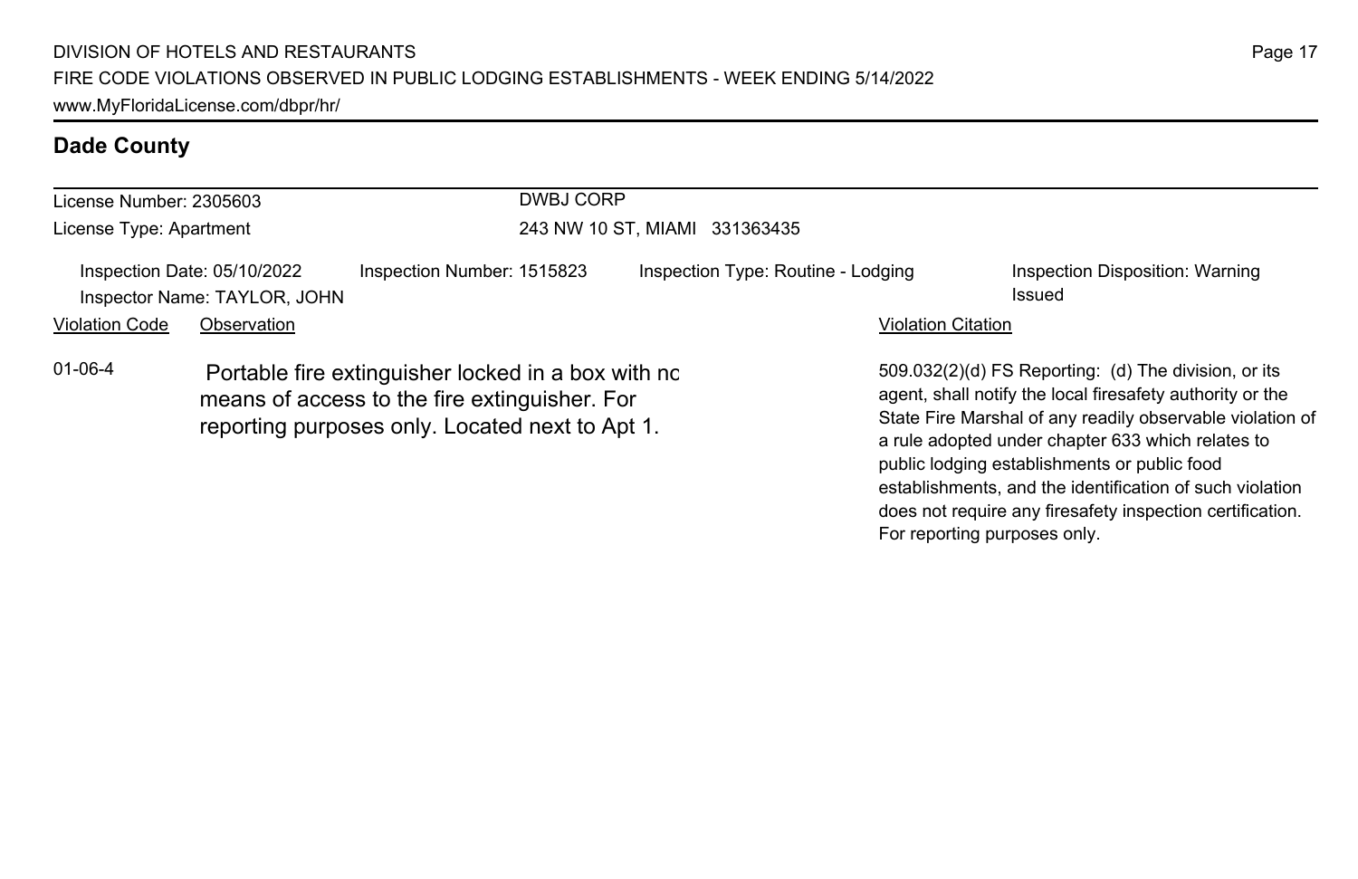## Dade County

License Number: 2305603 | DWBJ CORP
License Type: Apartment | 243 NW 10 ST, MIAMI 331363435

Inspection Date: 05/10/2022 | Inspection Number: 1515823 | Inspection Type: Routine - Lodging | Inspection Disposition: Warning Issued
Inspector Name: TAYLOR, JOHN

| Violation Code | Observation | Violation Citation |
| --- | --- | --- |
| 01-06-4 | Portable fire extinguisher locked in a box with no means of access to the fire extinguisher. For reporting purposes only. Located next to Apt 1. | 509.032(2)(d) FS Reporting: (d) The division, or its agent, shall notify the local firesafety authority or the State Fire Marshal of any readily observable violation of a rule adopted under chapter 633 which relates to public lodging establishments or public food establishments, and the identification of such violation does not require any firesafety inspection certification. For reporting purposes only. |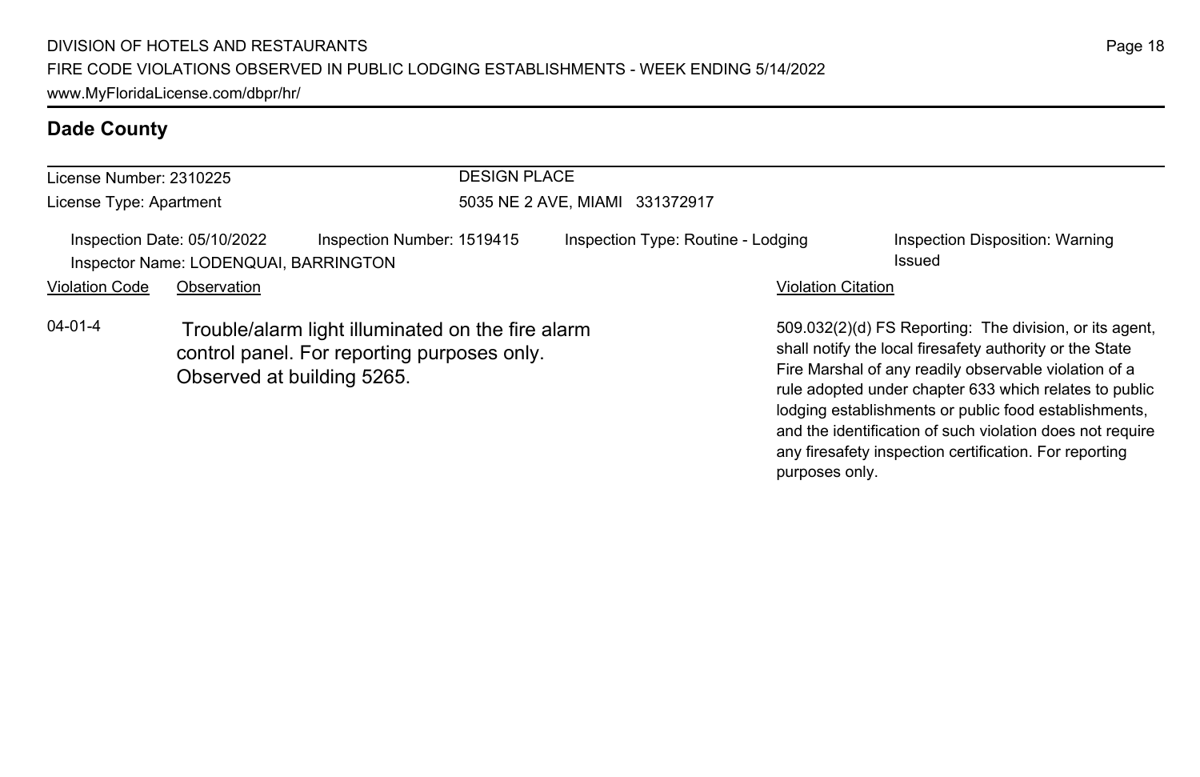## Dade County

License Number: 2310225
License Type: Apartment

DESIGN PLACE
5035 NE 2 AVE, MIAMI 331372917

Inspection Date: 05/10/2022 | Inspection Number: 1519415 | Inspection Type: Routine - Lodging | Inspection Disposition: Warning Issued

Inspector Name: LODENQUAI, BARRINGTON

| Violation Code | Observation | Violation Citation |
| --- | --- | --- |
| 04-01-4 | Trouble/alarm light illuminated on the fire alarm control panel. For reporting purposes only. Observed at building 5265. | 509.032(2)(d) FS Reporting: The division, or its agent, shall notify the local firesafety authority or the State Fire Marshal of any readily observable violation of a rule adopted under chapter 633 which relates to public lodging establishments or public food establishments, and the identification of such violation does not require any firesafety inspection certification. For reporting purposes only. |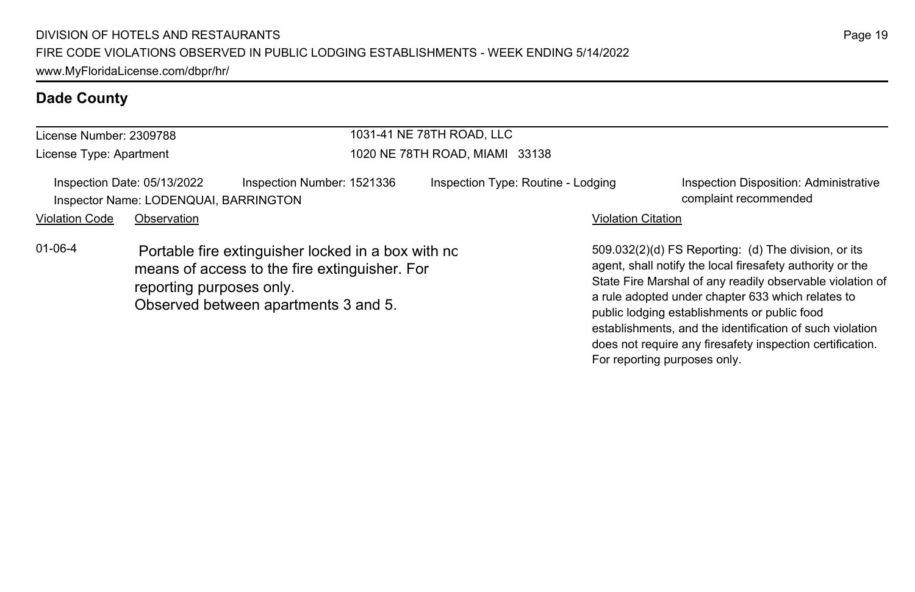## Dade County

License Number: 2309788
License Type: Apartment

1031-41 NE 78TH ROAD, LLC
1020 NE 78TH ROAD, MIAMI 33138

Inspection Date: 05/13/2022
Inspection Number: 1521336
Inspection Type: Routine - Lodging
Inspection Disposition: Administrative complaint recommended
Inspector Name: LODENQUAI, BARRINGTON

| Violation Code | Observation | Violation Citation |
|---|---|---|
| 01-06-4 | Portable fire extinguisher locked in a box with nc means of access to the fire extinguisher. For reporting purposes only. Observed between apartments 3 and 5. | 509.032(2)(d) FS Reporting: (d) The division, or its agent, shall notify the local firesafety authority or the State Fire Marshal of any readily observable violation of a rule adopted under chapter 633 which relates to public lodging establishments or public food establishments, and the identification of such violation does not require any firesafety inspection certification. For reporting purposes only. |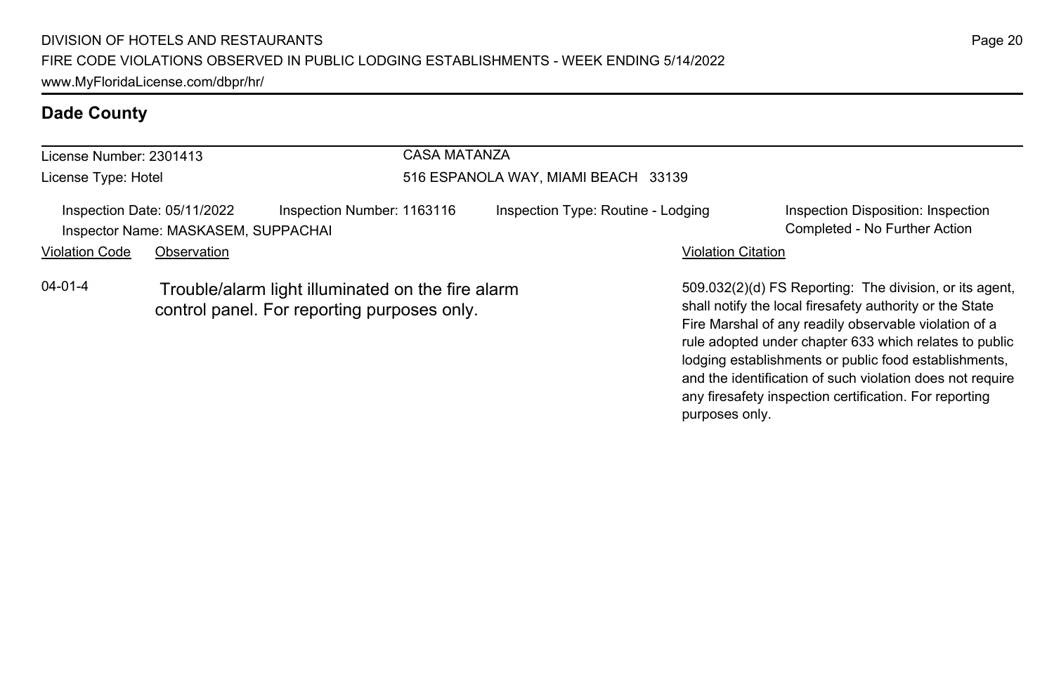## Dade County

License Number: 2301413

License Type: Hotel

CASA MATANZA

516 ESPANOLA WAY, MIAMI BEACH 33139

Inspection Date: 05/11/2022 Inspection Number: 1163116 Inspection Type: Routine - Lodging Inspection Disposition: Inspection Completed - No Further Action

Inspector Name: MASKASEM, SUPPACHAI

| Violation Code | Observation | Violation Citation |
|---|---|---|
| 04-01-4 | Trouble/alarm light illuminated on the fire alarm control panel. For reporting purposes only. | 509.032(2)(d) FS Reporting: The division, or its agent, shall notify the local firesafety authority or the State Fire Marshal of any readily observable violation of a rule adopted under chapter 633 which relates to public lodging establishments or public food establishments, and the identification of such violation does not require any firesafety inspection certification. For reporting purposes only. |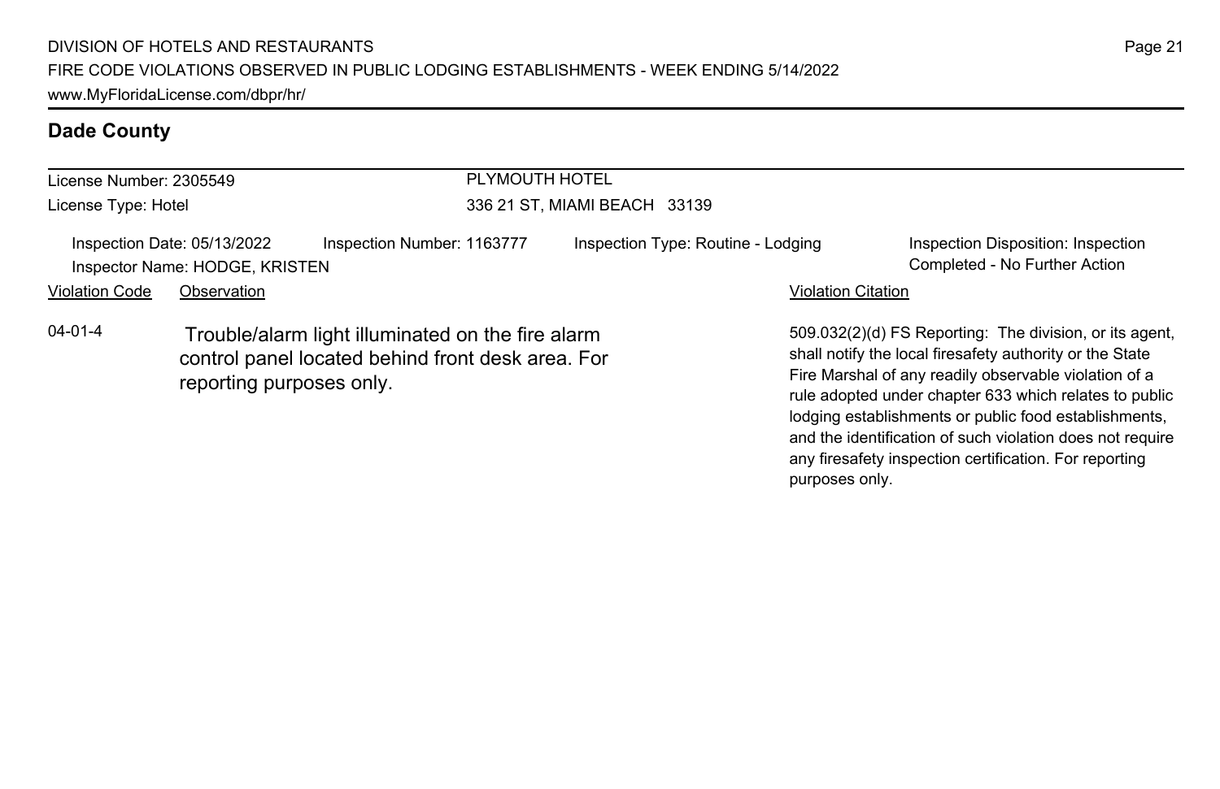## Dade County

| License Number: 2305549 | PLYMOUTH HOTEL |
| --- | --- |
| License Type: Hotel | 336 21 ST, MIAMI BEACH 33139 |

Inspection Date: 05/13/2022 | Inspection Number: 1163777 | Inspection Type: Routine - Lodging | Inspection Disposition: Inspection Completed - No Further Action

Inspector Name: HODGE, KRISTEN

| Violation Code | Observation | Violation Citation |
| --- | --- | --- |
| 04-01-4 | Trouble/alarm light illuminated on the fire alarm control panel located behind front desk area. For reporting purposes only. | 509.032(2)(d) FS Reporting: The division, or its agent, shall notify the local firesafety authority or the State Fire Marshal of any readily observable violation of a rule adopted under chapter 633 which relates to public lodging establishments or public food establishments, and the identification of such violation does not require any firesafety inspection certification. For reporting purposes only. |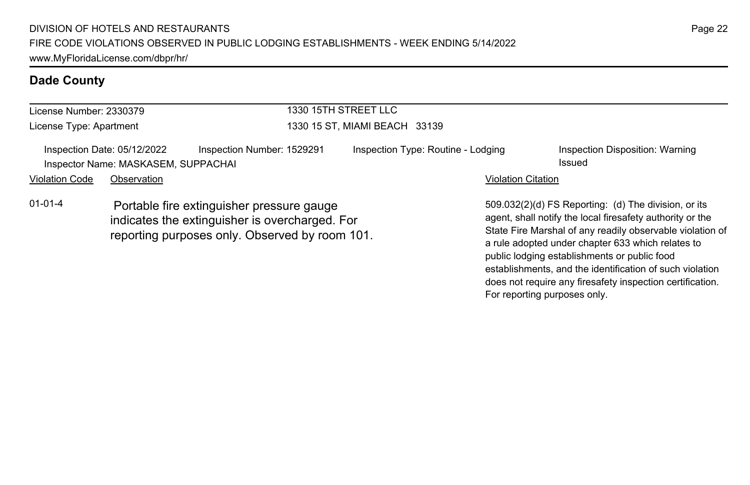## Dade County

License Number: 2330379
License Type: Apartment

1330 15TH STREET LLC
1330 15 ST, MIAMI BEACH 33139

Inspection Date: 05/12/2022
Inspector Name: MASKASEM, SUPPACHAI
Inspection Number: 1529291
Inspection Type: Routine - Lodging
Inspection Disposition: Warning Issued

| Violation Code | Observation | Violation Citation |
| --- | --- | --- |
| 01-01-4 | Portable fire extinguisher pressure gauge indicates the extinguisher is overcharged. For reporting purposes only. Observed by room 101. | 509.032(2)(d) FS Reporting: (d) The division, or its agent, shall notify the local firesafety authority or the State Fire Marshal of any readily observable violation of a rule adopted under chapter 633 which relates to public lodging establishments or public food establishments, and the identification of such violation does not require any firesafety inspection certification. For reporting purposes only. |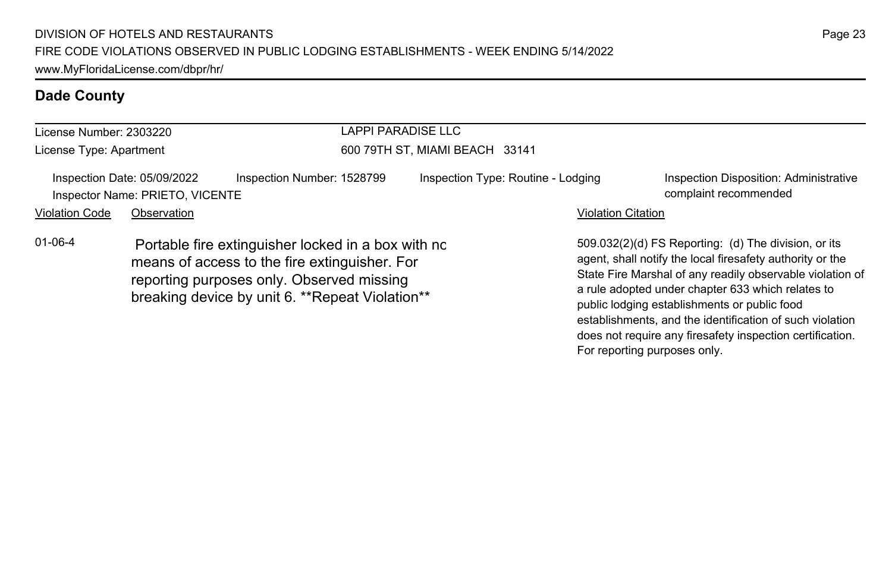## Dade County

License Number: 2303220
License Type: Apartment

LAPPI PARADISE LLC
600 79TH ST, MIAMI BEACH 33141

Inspection Date: 05/09/2022 | Inspection Number: 1528799 | Inspection Type: Routine - Lodging | Inspection Disposition: Administrative complaint recommended

Inspector Name: PRIETO, VICENTE

| Violation Code | Observation | Violation Citation |
| --- | --- | --- |
| 01-06-4 | Portable fire extinguisher locked in a box with no means of access to the fire extinguisher. For reporting purposes only. Observed missing breaking device by unit 6. **Repeat Violation** | 509.032(2)(d) FS Reporting: (d) The division, or its agent, shall notify the local firesafety authority or the State Fire Marshal of any readily observable violation of a rule adopted under chapter 633 which relates to public lodging establishments or public food establishments, and the identification of such violation does not require any firesafety inspection certification. For reporting purposes only. |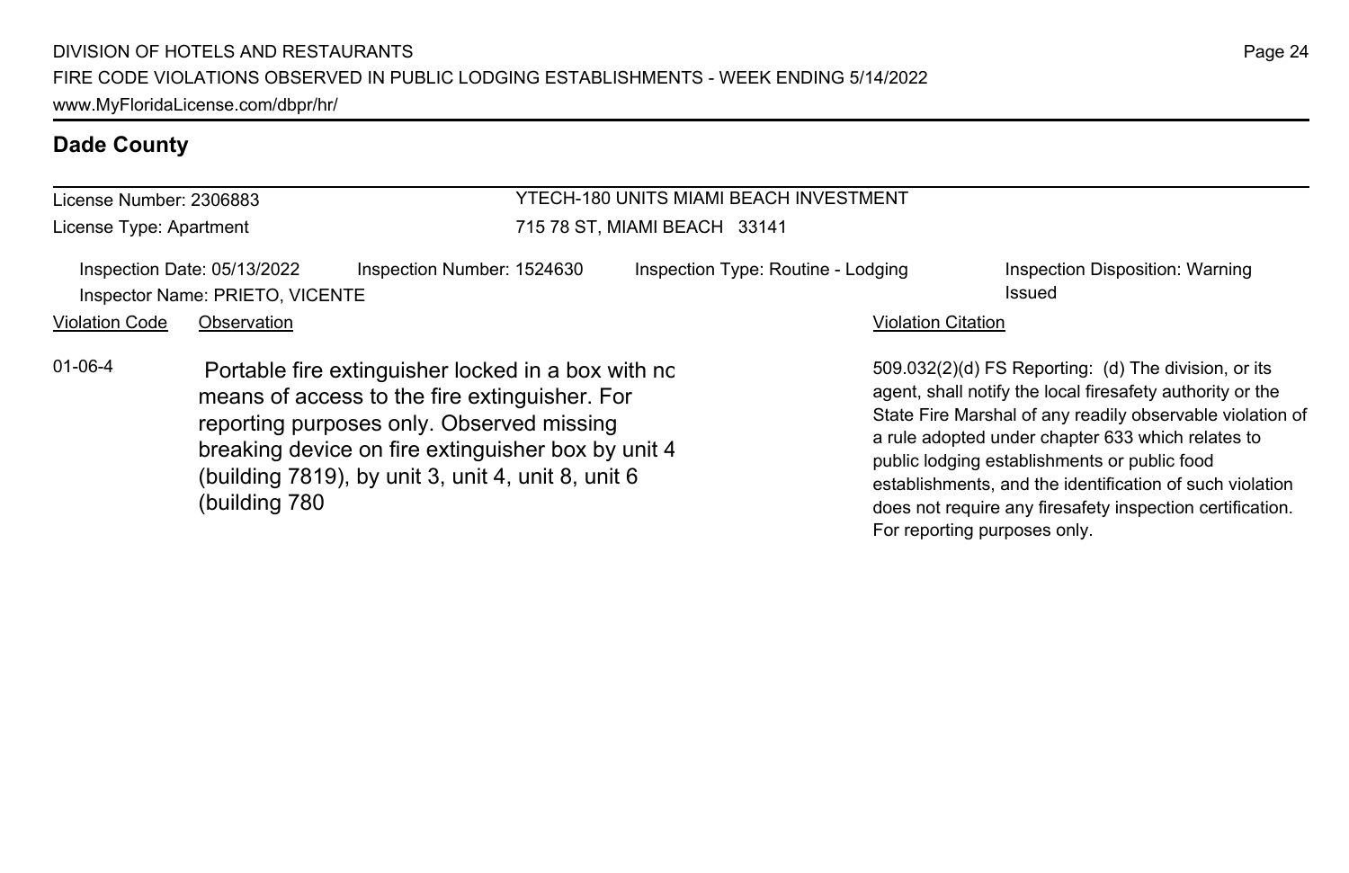DIVISION OF HOTELS AND RESTAURANTS
FIRE CODE VIOLATIONS OBSERVED IN PUBLIC LODGING ESTABLISHMENTS - WEEK ENDING 5/14/2022
www.MyFloridaLicense.com/dbpr/hr/

## Dade County

License Number: 2306883
License Type: Apartment

YTECH-180 UNITS MIAMI BEACH INVESTMENT
715 78 ST, MIAMI BEACH 33141

Inspection Date: 05/13/2022
Inspector Name: PRIETO, VICENTE
Inspection Number: 1524630
Inspection Type: Routine - Lodging
Inspection Disposition: Warning Issued

| Violation Code | Observation | Violation Citation |
|---|---|---|
| 01-06-4 | Portable fire extinguisher locked in a box with no means of access to the fire extinguisher. For reporting purposes only. Observed missing breaking device on fire extinguisher box by unit 4 (building 7819), by unit 3, unit 4, unit 8, unit 6 (building 780 | 509.032(2)(d) FS Reporting: (d) The division, or its agent, shall notify the local firesafety authority or the State Fire Marshal of any readily observable violation of a rule adopted under chapter 633 which relates to public lodging establishments or public food establishments, and the identification of such violation does not require any firesafety inspection certification. For reporting purposes only. |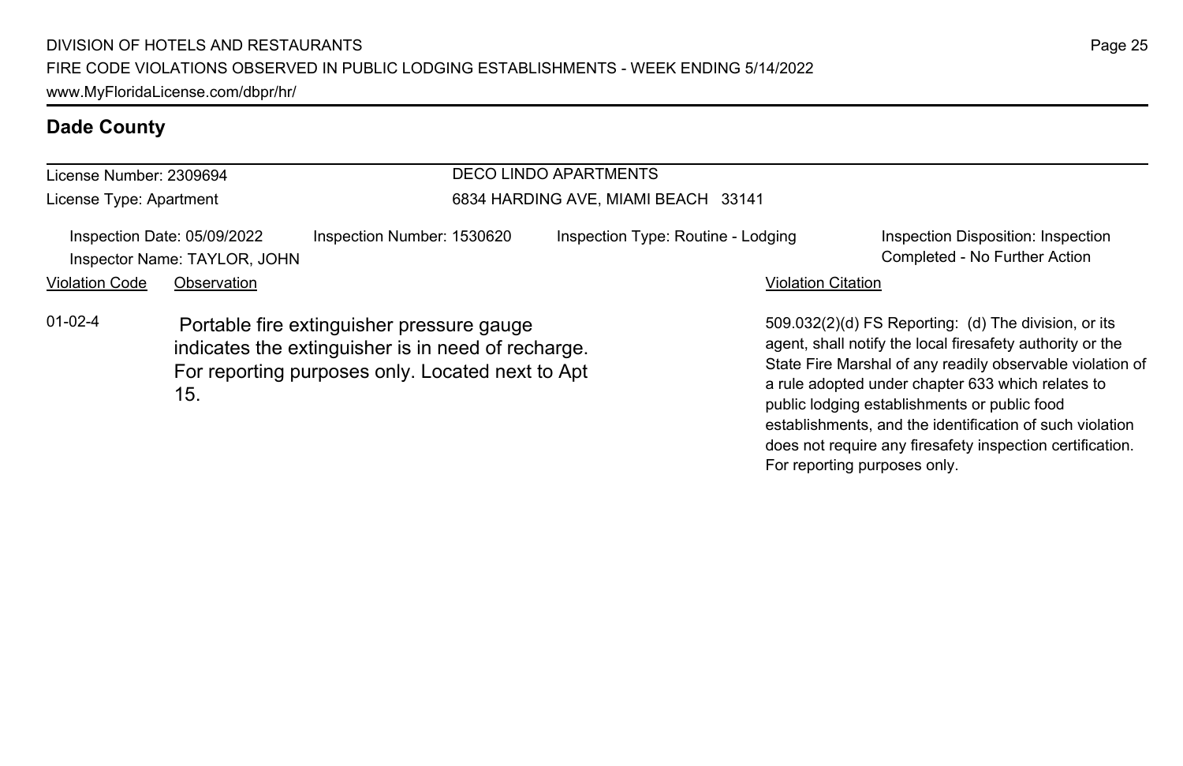## Dade County

License Number: 2309694
License Type: Apartment

DECO LINDO APARTMENTS
6834 HARDING AVE, MIAMI BEACH 33141

Inspection Date: 05/09/2022
Inspector Name: TAYLOR, JOHN
Inspection Number: 1530620
Inspection Type: Routine - Lodging
Inspection Disposition: Inspection Completed - No Further Action

| Violation Code | Observation | Violation Citation |
| --- | --- | --- |
| 01-02-4 | Portable fire extinguisher pressure gauge indicates the extinguisher is in need of recharge. For reporting purposes only. Located next to Apt 15. | 509.032(2)(d) FS Reporting: (d) The division, or its agent, shall notify the local firesafety authority or the State Fire Marshal of any readily observable violation of a rule adopted under chapter 633 which relates to public lodging establishments or public food establishments, and the identification of such violation does not require any firesafety inspection certification. For reporting purposes only. |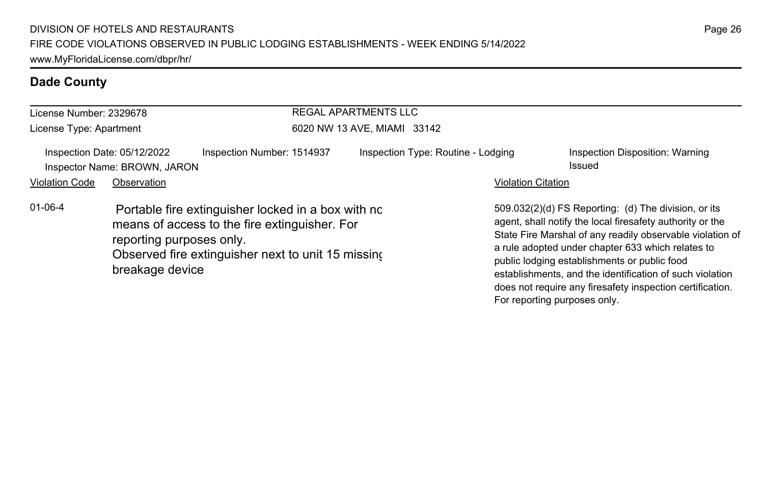## Dade County

License Number: 2329678
License Type: Apartment

REGAL APARTMENTS LLC
6020 NW 13 AVE, MIAMI 33142

Inspection Date: 05/12/2022
Inspector Name: BROWN, JARON
Inspection Number: 1514937
Inspection Type: Routine - Lodging
Inspection Disposition: Warning Issued

| Violation Code | Observation | Violation Citation |
|---|---|---|
| 01-06-4 | Portable fire extinguisher locked in a box with no means of access to the fire extinguisher. For reporting purposes only. Observed fire extinguisher next to unit 15 missing breakage device | 509.032(2)(d) FS Reporting: (d) The division, or its agent, shall notify the local firesafety authority or the State Fire Marshal of any readily observable violation of a rule adopted under chapter 633 which relates to public lodging establishments or public food establishments, and the identification of such violation does not require any firesafety inspection certification. For reporting purposes only. |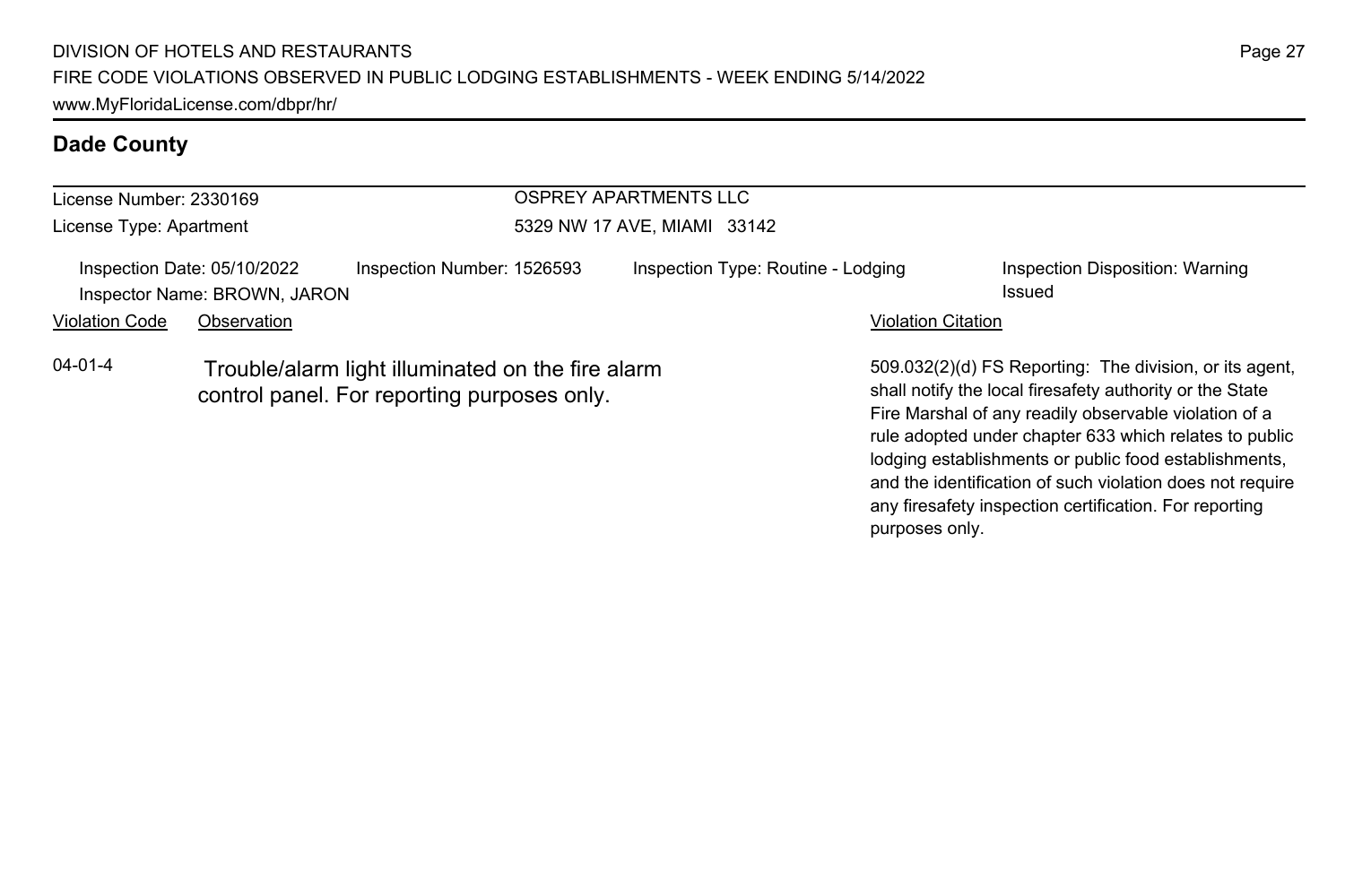## Dade County

License Number: 2330169
License Type: Apartment

OSPREY APARTMENTS LLC
5329 NW 17 AVE, MIAMI 33142

Inspection Date: 05/10/2022
Inspector Name: BROWN, JARON
Inspection Number: 1526593
Inspection Type: Routine - Lodging
Inspection Disposition: Warning Issued

| Violation Code | Observation | Violation Citation |
| --- | --- | --- |
| 04-01-4 | Trouble/alarm light illuminated on the fire alarm control panel. For reporting purposes only. | 509.032(2)(d) FS Reporting: The division, or its agent, shall notify the local firesafety authority or the State Fire Marshal of any readily observable violation of a rule adopted under chapter 633 which relates to public lodging establishments or public food establishments, and the identification of such violation does not require any firesafety inspection certification. For reporting purposes only. |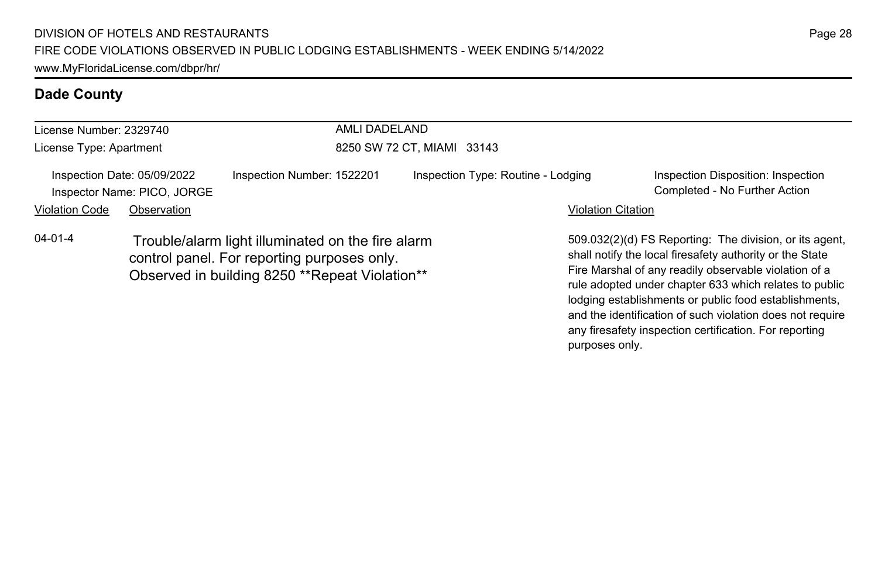## Dade County

License Number: 2329740

License Type: Apartment

AMLI DADELAND

8250 SW 72 CT, MIAMI 33143

Inspection Date: 05/09/2022

Inspector Name: PICO, JORGE

Inspection Number: 1522201

Inspection Type: Routine - Lodging

Inspection Disposition: Inspection Completed - No Further Action

| Violation Code | Observation | Violation Citation |
|---|---|---|
| 04-01-4 | Trouble/alarm light illuminated on the fire alarm control panel. For reporting purposes only. Observed in building 8250 **Repeat Violation** | 509.032(2)(d) FS Reporting: The division, or its agent, shall notify the local firesafety authority or the State Fire Marshal of any readily observable violation of a rule adopted under chapter 633 which relates to public lodging establishments or public food establishments, and the identification of such violation does not require any firesafety inspection certification. For reporting purposes only. |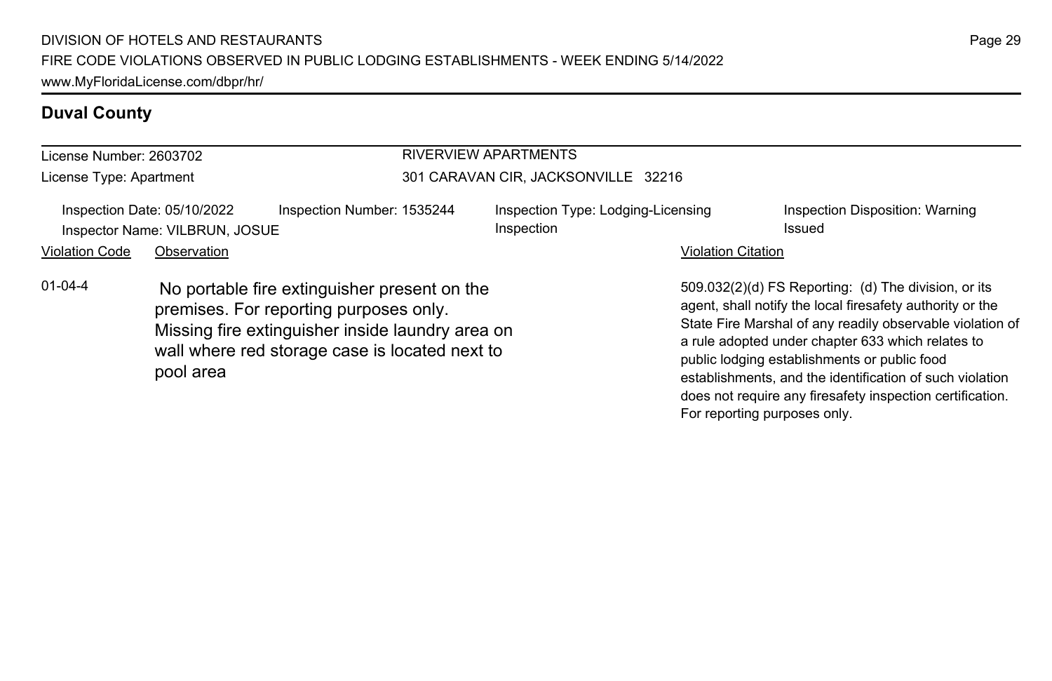## Duval County

License Number: 2603702

License Type: Apartment

**RIVERVIEW APARTMENTS**

301 CARAVAN CIR, JACKSONVILLE 32216

Inspection Date: 05/10/2022 | Inspection Number: 1535244 | Inspection Type: Lodging-Licensing Inspection | Inspection Disposition: Warning Issued

Inspector Name: VILBRUN, JOSUE

| Violation Code | Observation | Violation Citation |
| --- | --- | --- |
| 01-04-4 | No portable fire extinguisher present on the premises. For reporting purposes only. Missing fire extinguisher inside laundry area on wall where red storage case is located next to pool area | 509.032(2)(d) FS Reporting: (d) The division, or its agent, shall notify the local firesafety authority or the State Fire Marshal of any readily observable violation of a rule adopted under chapter 633 which relates to public lodging establishments or public food establishments, and the identification of such violation does not require any firesafety inspection certification. For reporting purposes only. |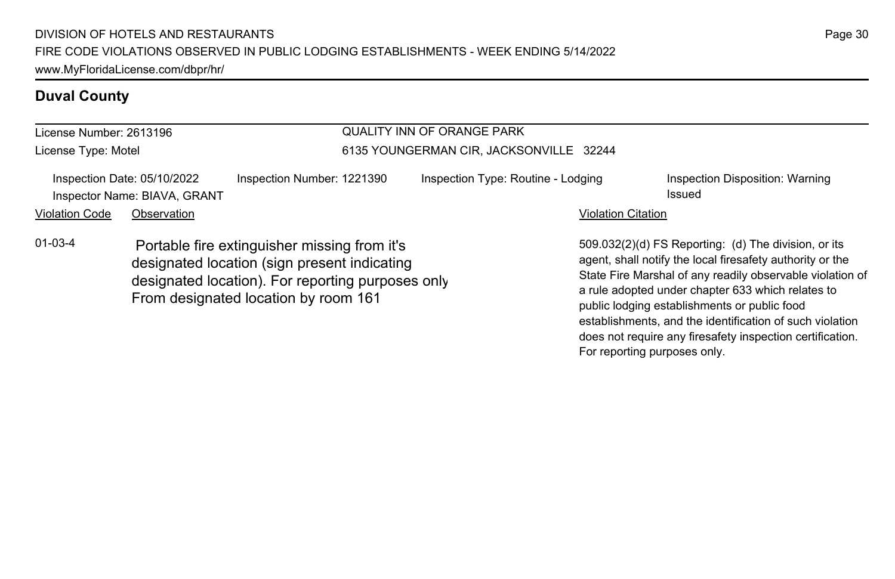## Duval County

License Number: 2613196

License Type: Motel

QUALITY INN OF ORANGE PARK

6135 YOUNGERMAN CIR, JACKSONVILLE 32244

Inspection Date: 05/10/2022

Inspector Name: BIAVA, GRANT

Inspection Number: 1221390

Inspection Type: Routine - Lodging

Inspection Disposition: Warning Issued

| Violation Code | Observation | Violation Citation |
|---|---|---|
| 01-03-4 | Portable fire extinguisher missing from it's designated location (sign present indicating designated location). For reporting purposes only From designated location by room 161 | 509.032(2)(d) FS Reporting: (d) The division, or its agent, shall notify the local firesafety authority or the State Fire Marshal of any readily observable violation of a rule adopted under chapter 633 which relates to public lodging establishments or public food establishments, and the identification of such violation does not require any firesafety inspection certification. For reporting purposes only. |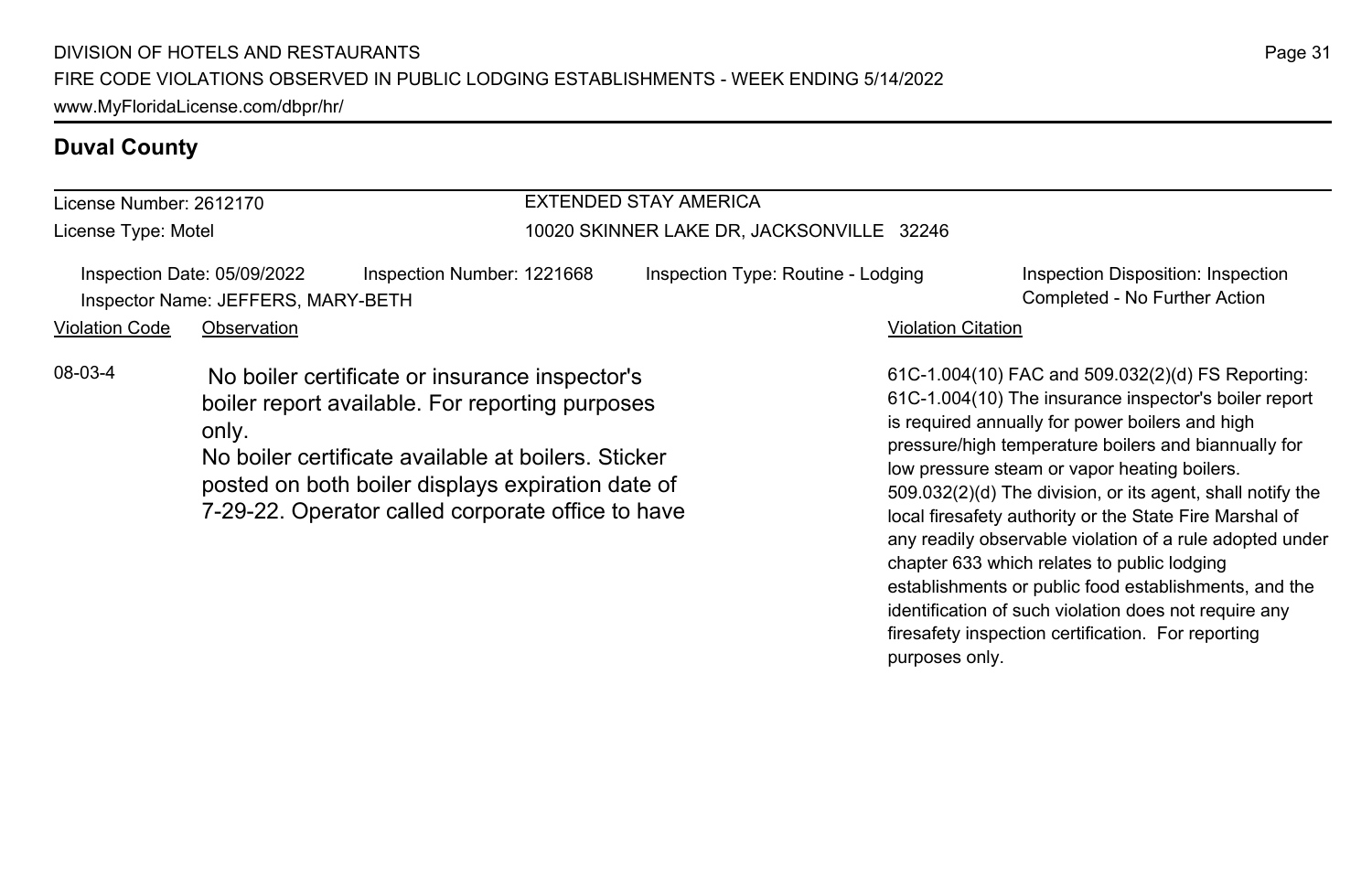## Duval County

| License Number: 2612170 | EXTENDED STAY AMERICA |
| --- | --- |
| License Type: Motel | 10020 SKINNER LAKE DR, JACKSONVILLE 32246 |

Inspection Date: 05/09/2022 | Inspection Number: 1221668 | Inspection Type: Routine - Lodging | Inspection Disposition: Inspection Completed - No Further Action

Inspector Name: JEFFERS, MARY-BETH

| Violation Code | Observation | Violation Citation |
| --- | --- | --- |
| 08-03-4 | No boiler certificate or insurance inspector's boiler report available. For reporting purposes only. No boiler certificate available at boilers. Sticker posted on both boiler displays expiration date of 7-29-22. Operator called corporate office to have | 61C-1.004(10) FAC and 509.032(2)(d) FS Reporting: 61C-1.004(10) The insurance inspector's boiler report is required annually for power boilers and high pressure/high temperature boilers and biannually for low pressure steam or vapor heating boilers. 509.032(2)(d) The division, or its agent, shall notify the local firesafety authority or the State Fire Marshal of any readily observable violation of a rule adopted under chapter 633 which relates to public lodging establishments or public food establishments, and the identification of such violation does not require any firesafety inspection certification. For reporting purposes only. |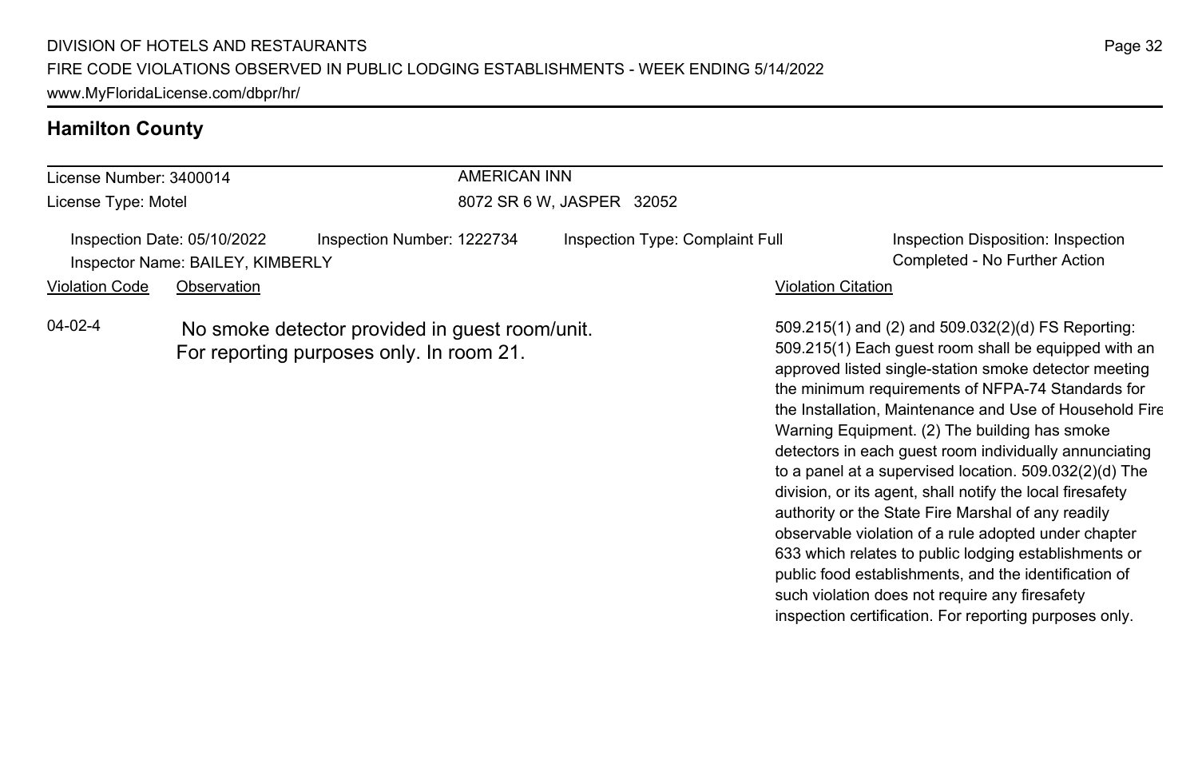## Hamilton County

License Number: 3400014
License Type: Motel

AMERICAN INN
8072 SR 6 W, JASPER 32052

Inspection Date: 05/10/2022
Inspector Name: BAILEY, KIMBERLY
Inspection Number: 1222734
Inspection Type: Complaint Full
Inspection Disposition: Inspection Completed - No Further Action

| Violation Code | Observation | Violation Citation |
|---|---|---|
| 04-02-4 | No smoke detector provided in guest room/unit. For reporting purposes only. In room 21. | 509.215(1) and (2) and 509.032(2)(d) FS Reporting: 509.215(1) Each guest room shall be equipped with an approved listed single-station smoke detector meeting the minimum requirements of NFPA-74 Standards for the Installation, Maintenance and Use of Household Fire Warning Equipment. (2) The building has smoke detectors in each guest room individually annunciating to a panel at a supervised location. 509.032(2)(d) The division, or its agent, shall notify the local firesafety authority or the State Fire Marshal of any readily observable violation of a rule adopted under chapter 633 which relates to public lodging establishments or public food establishments, and the identification of such violation does not require any firesafety inspection certification. For reporting purposes only. |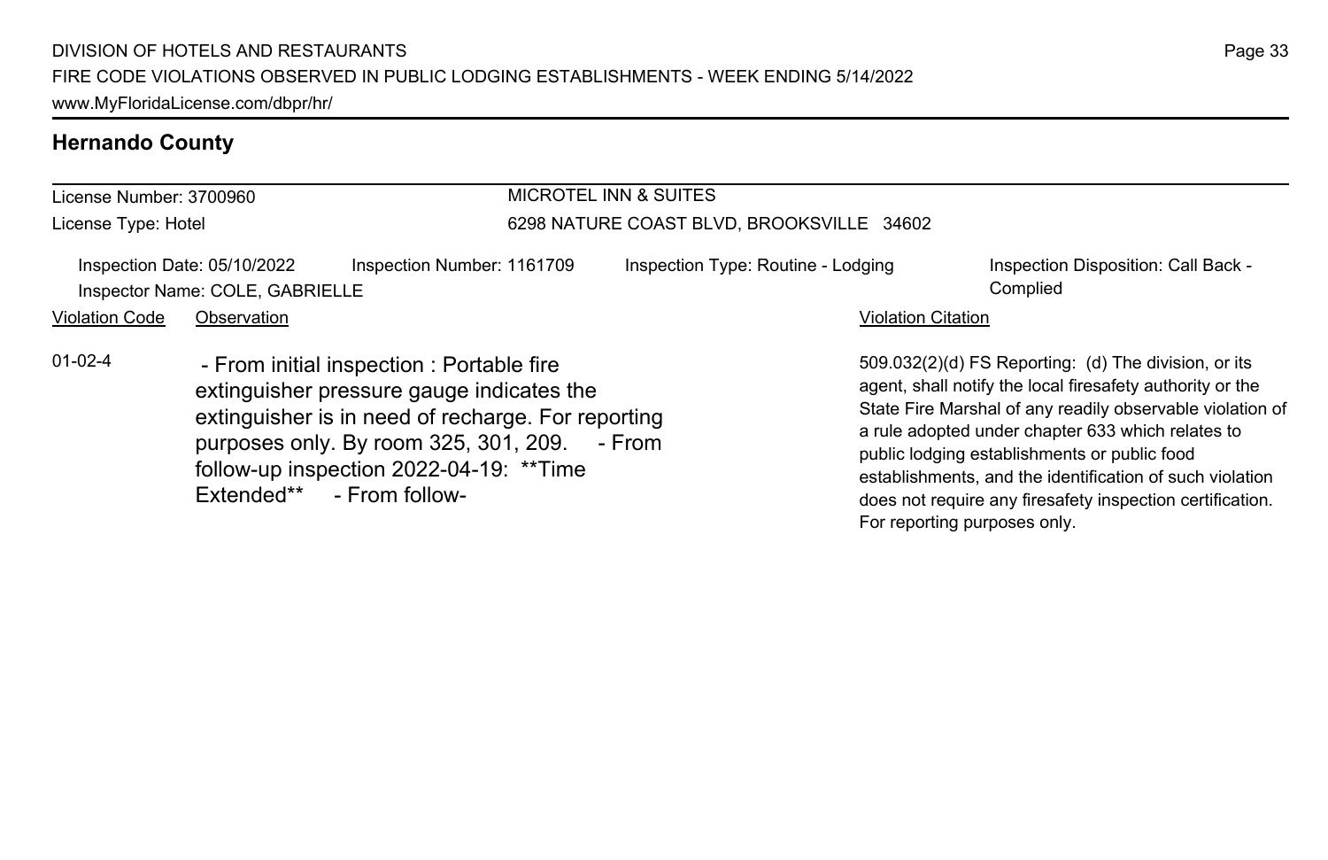## Hernando County

License Number: 3700960

License Type: Hotel

MICROTEL INN & SUITES

6298 NATURE COAST BLVD, BROOKSVILLE 34602

Inspection Date: 05/10/2022

Inspector Name: COLE, GABRIELLE

Inspection Number: 1161709

Inspection Type: Routine - Lodging

Inspection Disposition: Call Back - Complied

| Violation Code | Observation | Violation Citation |
| --- | --- | --- |
| 01-02-4 | - From initial inspection : Portable fire extinguisher pressure gauge indicates the extinguisher is in need of recharge. For reporting purposes only. By room 325, 301, 209. - From follow-up inspection 2022-04-19: **Time Extended** - From follow- | 509.032(2)(d) FS Reporting: (d) The division, or its agent, shall notify the local firesafety authority or the State Fire Marshal of any readily observable violation of a rule adopted under chapter 633 which relates to public lodging establishments or public food establishments, and the identification of such violation does not require any firesafety inspection certification. For reporting purposes only. |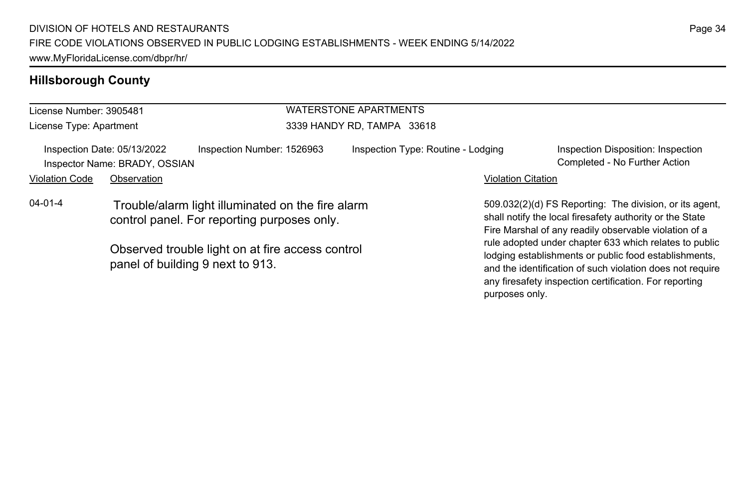## Hillsborough County

License Number: 3905481
License Type: Apartment

WATERSTONE APARTMENTS
3339 HANDY RD, TAMPA 33618

Inspection Date: 05/13/2022
Inspector Name: BRADY, OSSIAN
Inspection Number: 1526963
Inspection Type: Routine - Lodging
Inspection Disposition: Inspection Completed - No Further Action

| Violation Code | Observation | Violation Citation |
| --- | --- | --- |
| 04-01-4 | Trouble/alarm light illuminated on the fire alarm control panel. For reporting purposes only.<br><br>Observed trouble light on at fire access control panel of building 9 next to 913. | 509.032(2)(d) FS Reporting: The division, or its agent, shall notify the local firesafety authority or the State Fire Marshal of any readily observable violation of a rule adopted under chapter 633 which relates to public lodging establishments or public food establishments, and the identification of such violation does not require any firesafety inspection certification. For reporting purposes only. |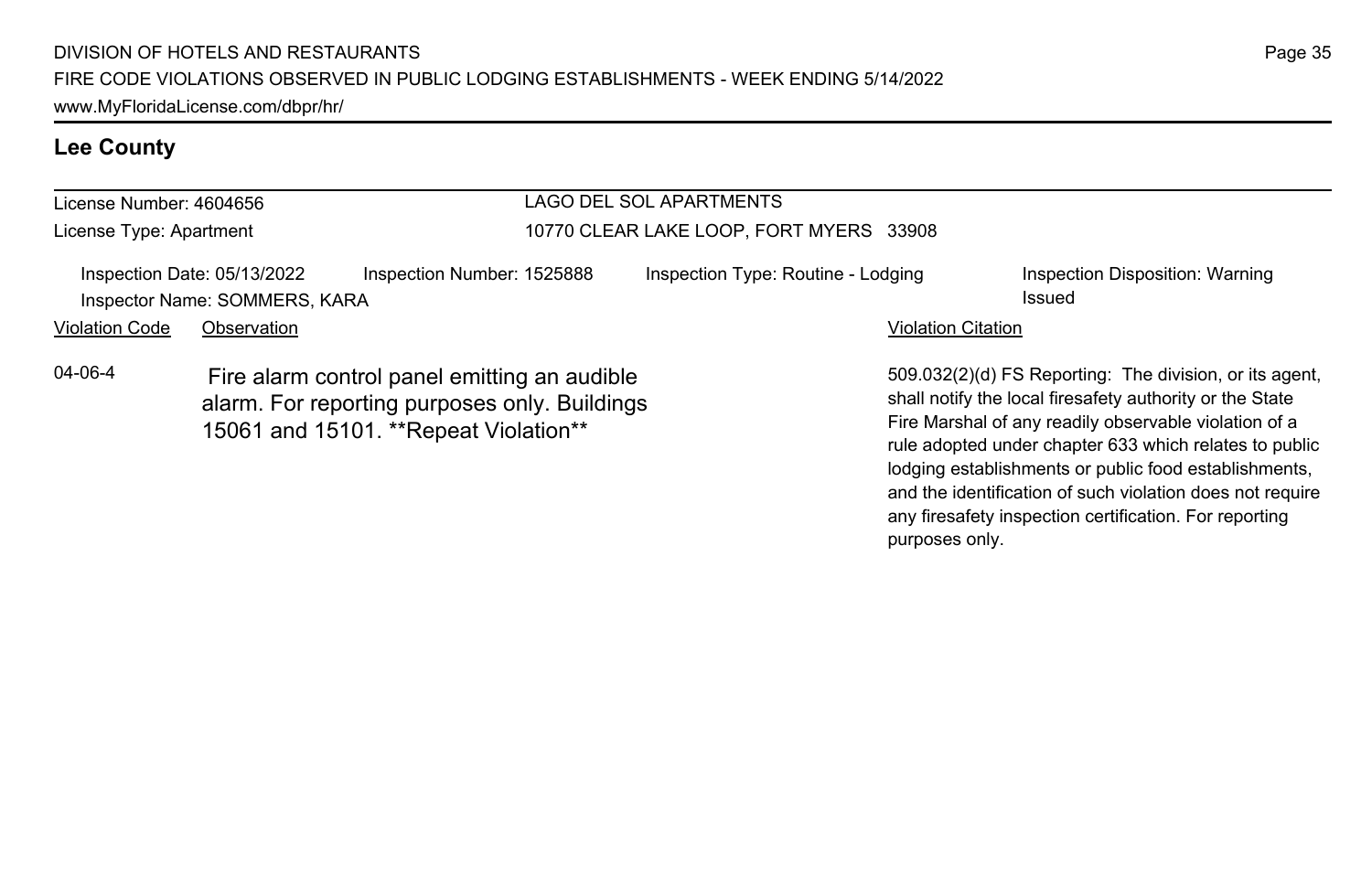## Lee County

License Number: 4604656

License Type: Apartment

LAGO DEL SOL APARTMENTS

10770 CLEAR LAKE LOOP, FORT MYERS 33908

Inspection Date: 05/13/2022 | Inspection Number: 1525888 | Inspection Type: Routine - Lodging | Inspection Disposition: Warning Issued

Inspector Name: SOMMERS, KARA

| Violation Code | Observation | Violation Citation |
|---|---|---|
| 04-06-4 | Fire alarm control panel emitting an audible alarm. For reporting purposes only. Buildings 15061 and 15101. **Repeat Violation** | 509.032(2)(d) FS Reporting: The division, or its agent, shall notify the local firesafety authority or the State Fire Marshal of any readily observable violation of a rule adopted under chapter 633 which relates to public lodging establishments or public food establishments, and the identification of such violation does not require any firesafety inspection certification. For reporting purposes only. |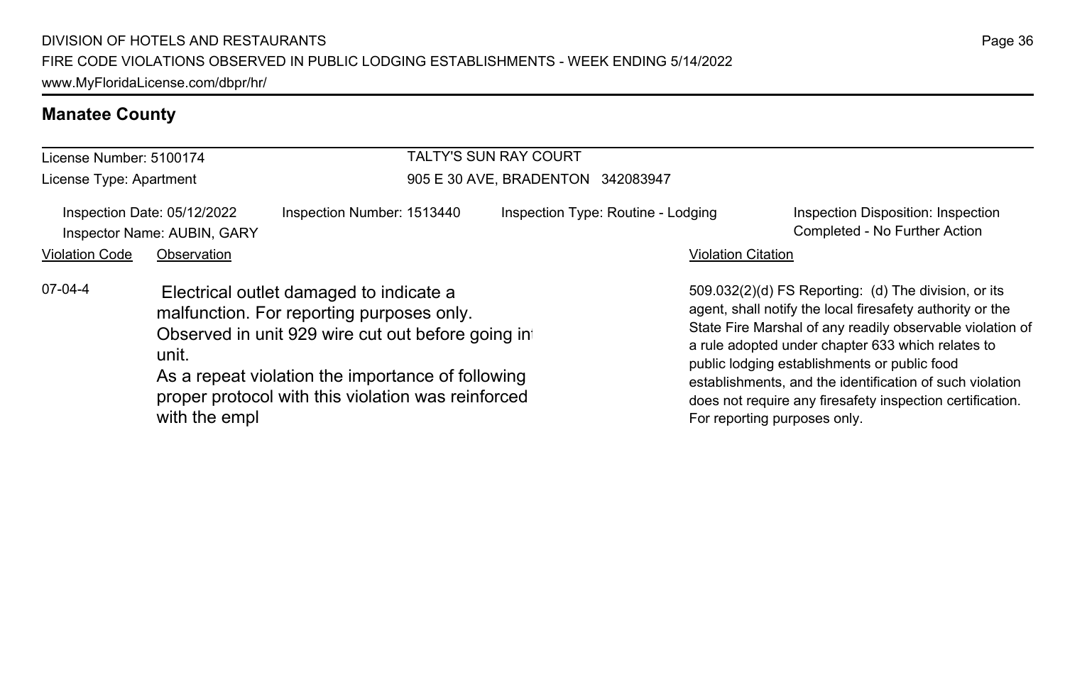## Manatee County

License Number: 5100174
License Type: Apartment

TALTY'S SUN RAY COURT
905 E 30 AVE, BRADENTON 342083947

Inspection Date: 05/12/2022
Inspector Name: AUBIN, GARY

Inspection Number: 1513440

Inspection Type: Routine - Lodging

Inspection Disposition: Inspection Completed - No Further Action

| Violation Code | Observation | Violation Citation |
| --- | --- | --- |
| 07-04-4 | Electrical outlet damaged to indicate a malfunction. For reporting purposes only. Observed in unit 929 wire cut out before going int unit. As a repeat violation the importance of following proper protocol with this violation was reinforced with the empl | 509.032(2)(d) FS Reporting: (d) The division, or its agent, shall notify the local firesafety authority or the State Fire Marshal of any readily observable violation of a rule adopted under chapter 633 which relates to public lodging establishments or public food establishments, and the identification of such violation does not require any firesafety inspection certification. For reporting purposes only. |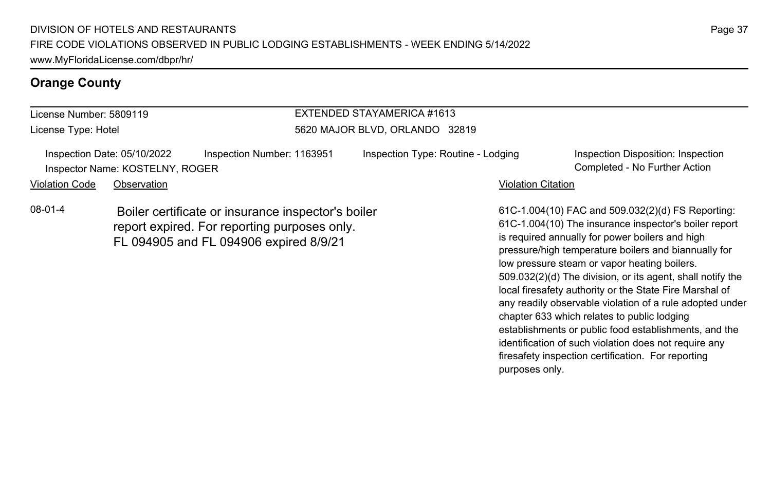## Orange County

| License Number: 5809119 | EXTENDED STAYAMERICA #1613 |
| --- | --- |
| License Type: Hotel | 5620 MAJOR BLVD, ORLANDO 32819 |

Inspection Date: 05/10/2022 | Inspection Number: 1163951 | Inspection Type: Routine - Lodging | Inspection Disposition: Inspection Completed - No Further Action

Inspector Name: KOSTELNY, ROGER

| Violation Code | Observation | Violation Citation |
| --- | --- | --- |
| 08-01-4 | Boiler certificate or insurance inspector's boiler report expired. For reporting purposes only. FL 094905 and FL 094906 expired 8/9/21 | 61C-1.004(10) FAC and 509.032(2)(d) FS Reporting: 61C-1.004(10) The insurance inspector's boiler report is required annually for power boilers and high pressure/high temperature boilers and biannually for low pressure steam or vapor heating boilers. 509.032(2)(d) The division, or its agent, shall notify the local firesafety authority or the State Fire Marshal of any readily observable violation of a rule adopted under chapter 633 which relates to public lodging establishments or public food establishments, and the identification of such violation does not require any firesafety inspection certification. For reporting purposes only. |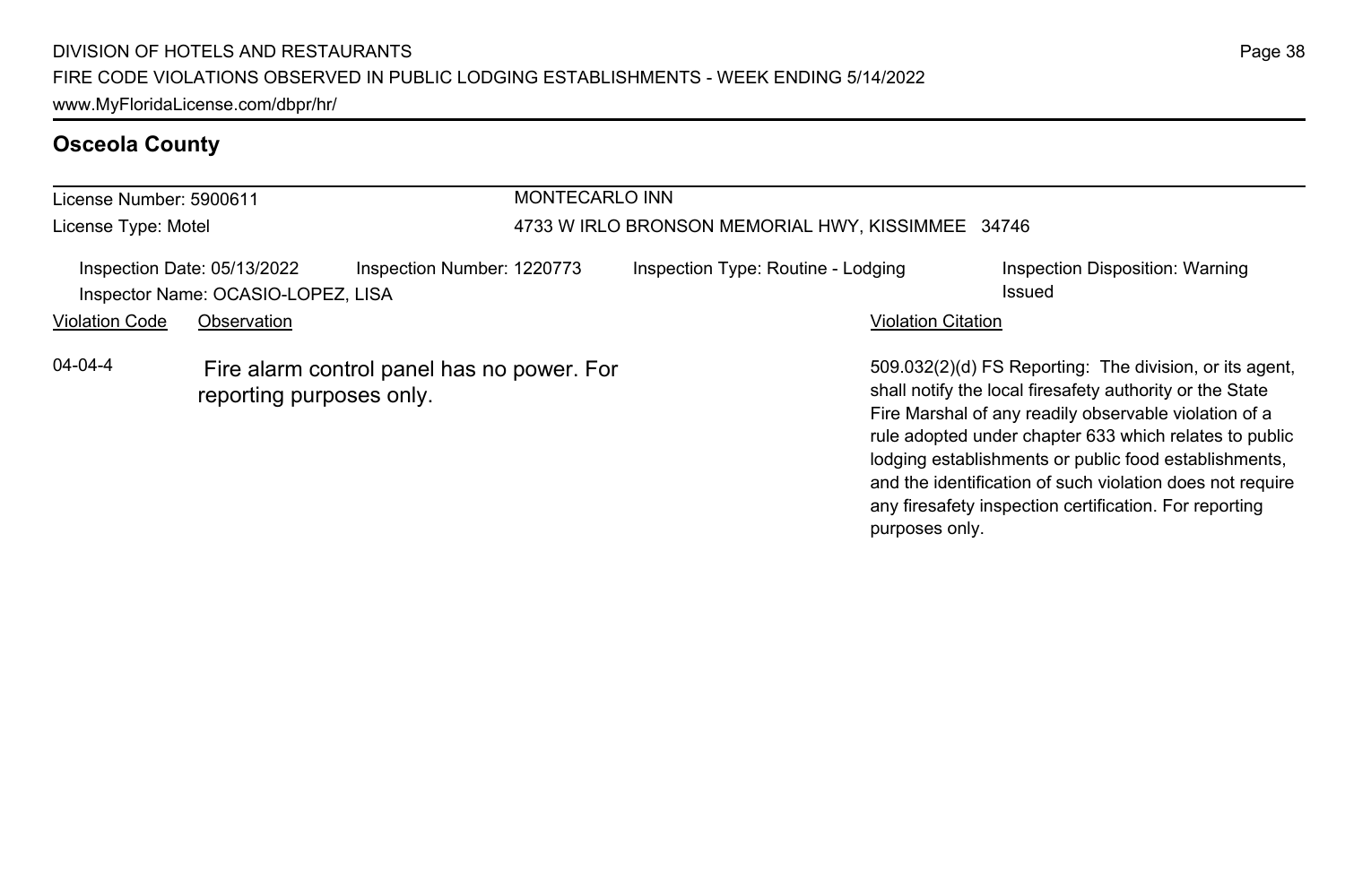## Osceola County

License Number: 5900611
License Type: Motel

MONTECARLO INN
4733 W IRLO BRONSON MEMORIAL HWY, KISSIMMEE 34746

Inspection Date: 05/13/2022 | Inspection Number: 1220773 | Inspection Type: Routine - Lodging | Inspection Disposition: Warning Issued
Inspector Name: OCASIO-LOPEZ, LISA

| Violation Code | Observation | Violation Citation |
| --- | --- | --- |
| 04-04-4 | Fire alarm control panel has no power. For reporting purposes only. | 509.032(2)(d) FS Reporting: The division, or its agent, shall notify the local firesafety authority or the State Fire Marshal of any readily observable violation of a rule adopted under chapter 633 which relates to public lodging establishments or public food establishments, and the identification of such violation does not require any firesafety inspection certification. For reporting purposes only. |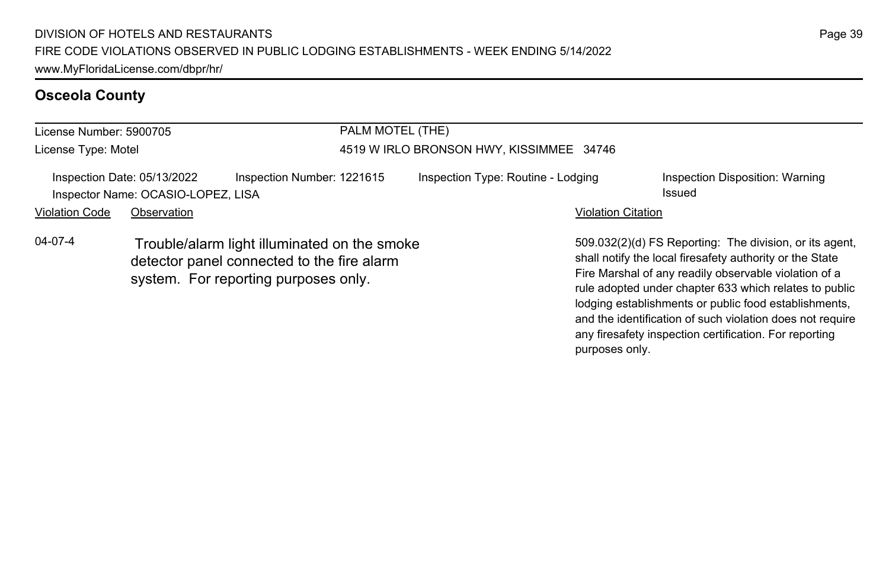## Osceola County

| License Number: 5900705 | PALM MOTEL (THE) |
| --- | --- |
| License Type: Motel | 4519 W IRLO BRONSON HWY, KISSIMMEE 34746 |

Inspection Date: 05/13/2022 | Inspection Number: 1221615 | Inspection Type: Routine - Lodging | Inspection Disposition: Warning Issued

Inspector Name: OCASIO-LOPEZ, LISA

| Violation Code | Observation | Violation Citation |
| --- | --- | --- |
| 04-07-4 | Trouble/alarm light illuminated on the smoke detector panel connected to the fire alarm system. For reporting purposes only. | 509.032(2)(d) FS Reporting: The division, or its agent, shall notify the local firesafety authority or the State Fire Marshal of any readily observable violation of a rule adopted under chapter 633 which relates to public lodging establishments or public food establishments, and the identification of such violation does not require any firesafety inspection certification. For reporting purposes only. |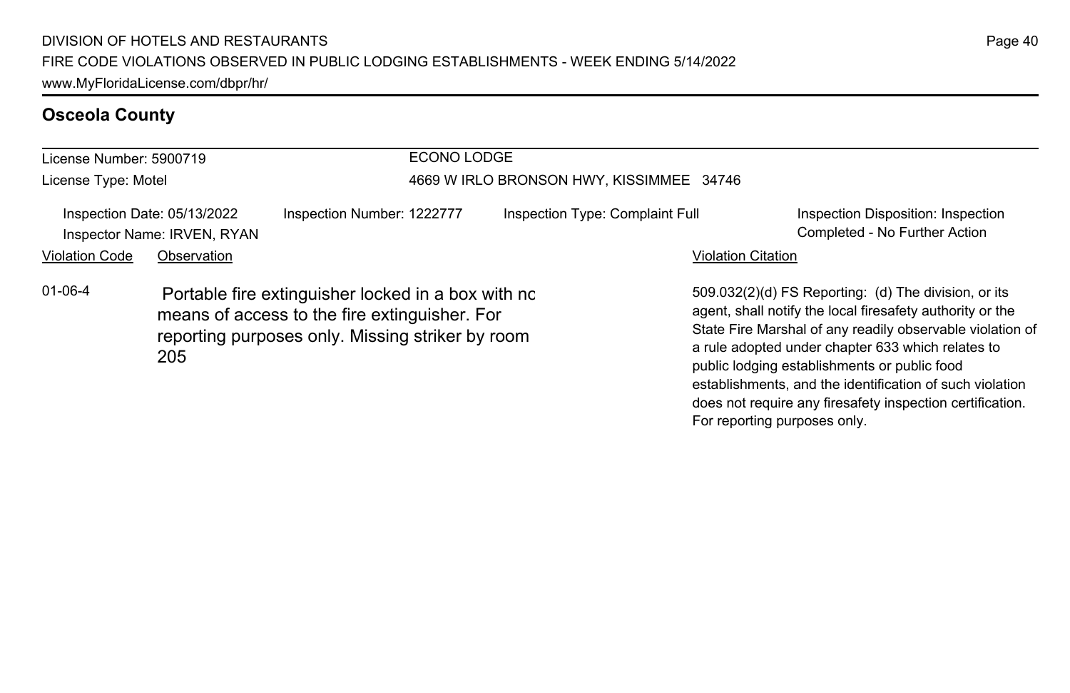## Osceola County

| License Number: 5900719 | ECONO LODGE |
| --- | --- |
| License Type: Motel | 4669 W IRLO BRONSON HWY, KISSIMMEE 34746 |

| Inspection Date: 05/13/2022 | Inspection Number: 1222777 | Inspection Type: Complaint Full | Inspection Disposition: Inspection Completed - No Further Action |
| --- | --- | --- | --- |
| Inspector Name: IRVEN, RYAN | | | |

| Violation Code | Observation | Violation Citation |
| --- | --- | --- |
| 01-06-4 | Portable fire extinguisher locked in a box with no means of access to the fire extinguisher. For reporting purposes only. Missing striker by room 205 | 509.032(2)(d) FS Reporting: (d) The division, or its agent, shall notify the local firesafety authority or the State Fire Marshal of any readily observable violation of a rule adopted under chapter 633 which relates to public lodging establishments or public food establishments, and the identification of such violation does not require any firesafety inspection certification. For reporting purposes only. |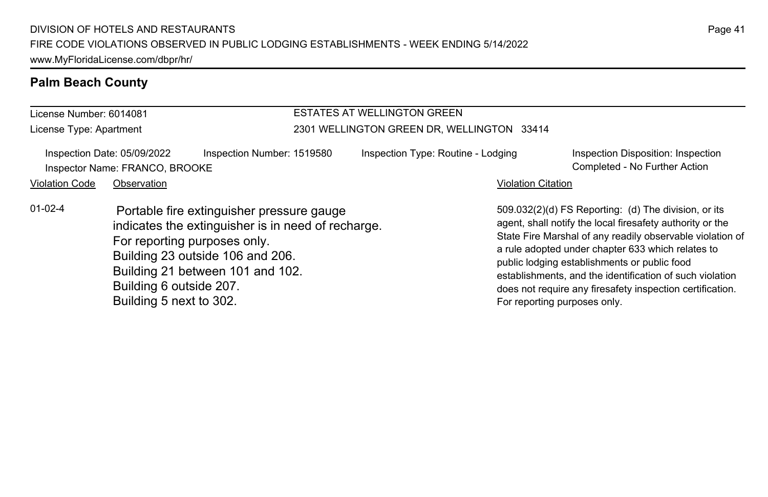## Palm Beach County

License Number: 6014081
License Type: Apartment

ESTATES AT WELLINGTON GREEN
2301 WELLINGTON GREEN DR, WELLINGTON 33414

Inspection Date: 05/09/2022
Inspector Name: FRANCO, BROOKE
Inspection Number: 1519580
Inspection Type: Routine - Lodging
Inspection Disposition: Inspection Completed - No Further Action

| Violation Code | Observation | Violation Citation |
| --- | --- | --- |
| 01-02-4 | Portable fire extinguisher pressure gauge indicates the extinguisher is in need of recharge. For reporting purposes only. Building 23 outside 106 and 206. Building 21 between 101 and 102. Building 6 outside 207. Building 5 next to 302. | 509.032(2)(d) FS Reporting: (d) The division, or its agent, shall notify the local firesafety authority or the State Fire Marshal of any readily observable violation of a rule adopted under chapter 633 which relates to public lodging establishments or public food establishments, and the identification of such violation does not require any firesafety inspection certification. For reporting purposes only. |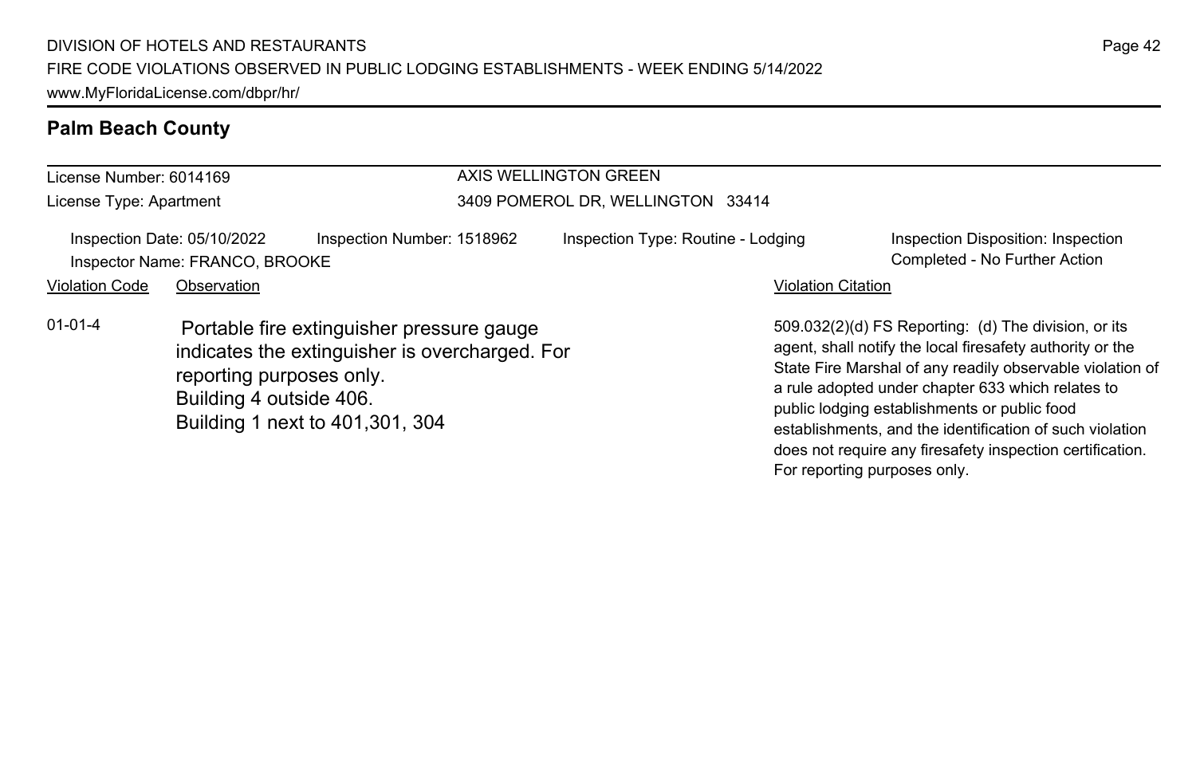## Palm Beach County

License Number: 6014169
License Type: Apartment

AXIS WELLINGTON GREEN
3409 POMEROL DR, WELLINGTON 33414

Inspection Date: 05/10/2022 | Inspection Number: 1518962 | Inspection Type: Routine - Lodging | Inspection Disposition: Inspection Completed - No Further Action

Inspector Name: FRANCO, BROOKE

| Violation Code | Observation | Violation Citation |
|---|---|---|
| 01-01-4 | Portable fire extinguisher pressure gauge indicates the extinguisher is overcharged. For reporting purposes only.<br>Building 4 outside 406.<br>Building 1 next to 401,301, 304 | 509.032(2)(d) FS Reporting: (d) The division, or its agent, shall notify the local firesafety authority or the State Fire Marshal of any readily observable violation of a rule adopted under chapter 633 which relates to public lodging establishments or public food establishments, and the identification of such violation does not require any firesafety inspection certification. For reporting purposes only. |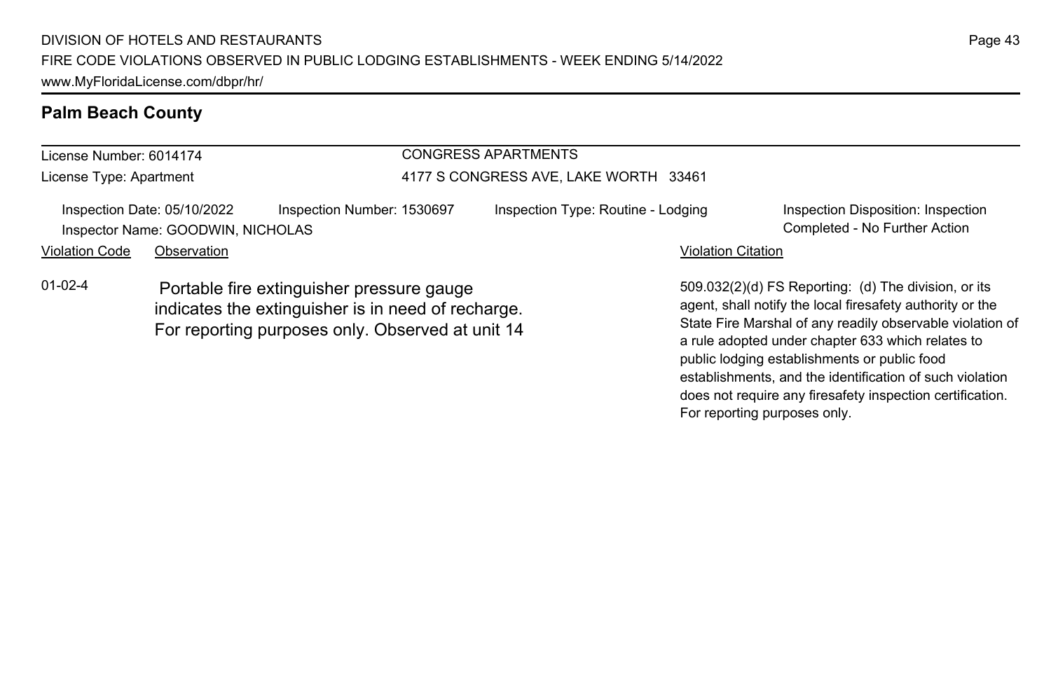## Palm Beach County

License Number: 6014174
License Type: Apartment

CONGRESS APARTMENTS
4177 S CONGRESS AVE, LAKE WORTH 33461

Inspection Date: 05/10/2022
Inspector Name: GOODWIN, NICHOLAS
Inspection Number: 1530697
Inspection Type: Routine - Lodging
Inspection Disposition: Inspection Completed - No Further Action

| Violation Code | Observation | Violation Citation |
| --- | --- | --- |
| 01-02-4 | Portable fire extinguisher pressure gauge indicates the extinguisher is in need of recharge. For reporting purposes only. Observed at unit 14 | 509.032(2)(d) FS Reporting: (d) The division, or its agent, shall notify the local firesafety authority or the State Fire Marshal of any readily observable violation of a rule adopted under chapter 633 which relates to public lodging establishments or public food establishments, and the identification of such violation does not require any firesafety inspection certification. For reporting purposes only. |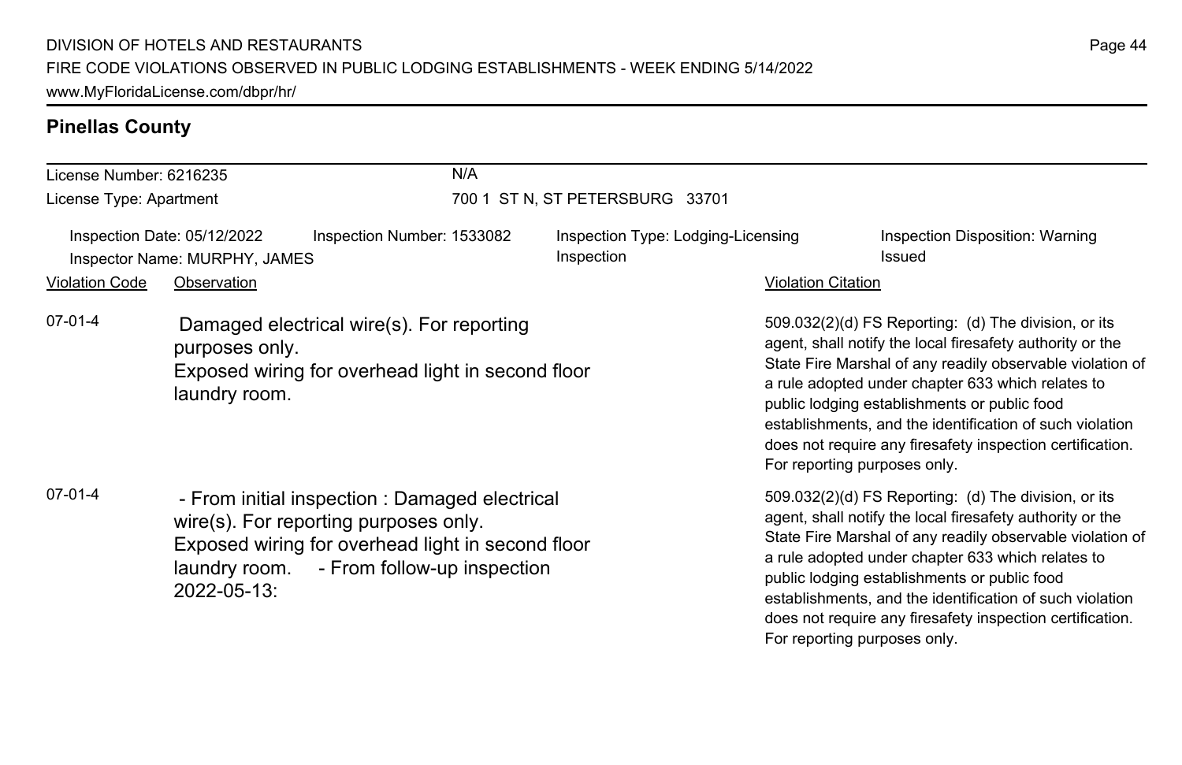## Pinellas County

License Number: 6216235

License Type: Apartment

N/A

700 1 ST N, ST PETERSBURG 33701

Inspection Date: 05/12/2022 | Inspection Number: 1533082 | Inspection Type: Lodging-Licensing Inspection | Inspection Disposition: Warning Issued

Inspector Name: MURPHY, JAMES

| Violation Code | Observation | Violation Citation |
| --- | --- | --- |
| 07-01-4 | Damaged electrical wire(s). For reporting purposes only. Exposed wiring for overhead light in second floor laundry room. | 509.032(2)(d) FS Reporting: (d) The division, or its agent, shall notify the local firesafety authority or the State Fire Marshal of any readily observable violation of a rule adopted under chapter 633 which relates to public lodging establishments or public food establishments, and the identification of such violation does not require any firesafety inspection certification. For reporting purposes only. |
| 07-01-4 | - From initial inspection : Damaged electrical wire(s). For reporting purposes only. Exposed wiring for overhead light in second floor laundry room. - From follow-up inspection 2022-05-13: | 509.032(2)(d) FS Reporting: (d) The division, or its agent, shall notify the local firesafety authority or the State Fire Marshal of any readily observable violation of a rule adopted under chapter 633 which relates to public lodging establishments or public food establishments, and the identification of such violation does not require any firesafety inspection certification. For reporting purposes only. |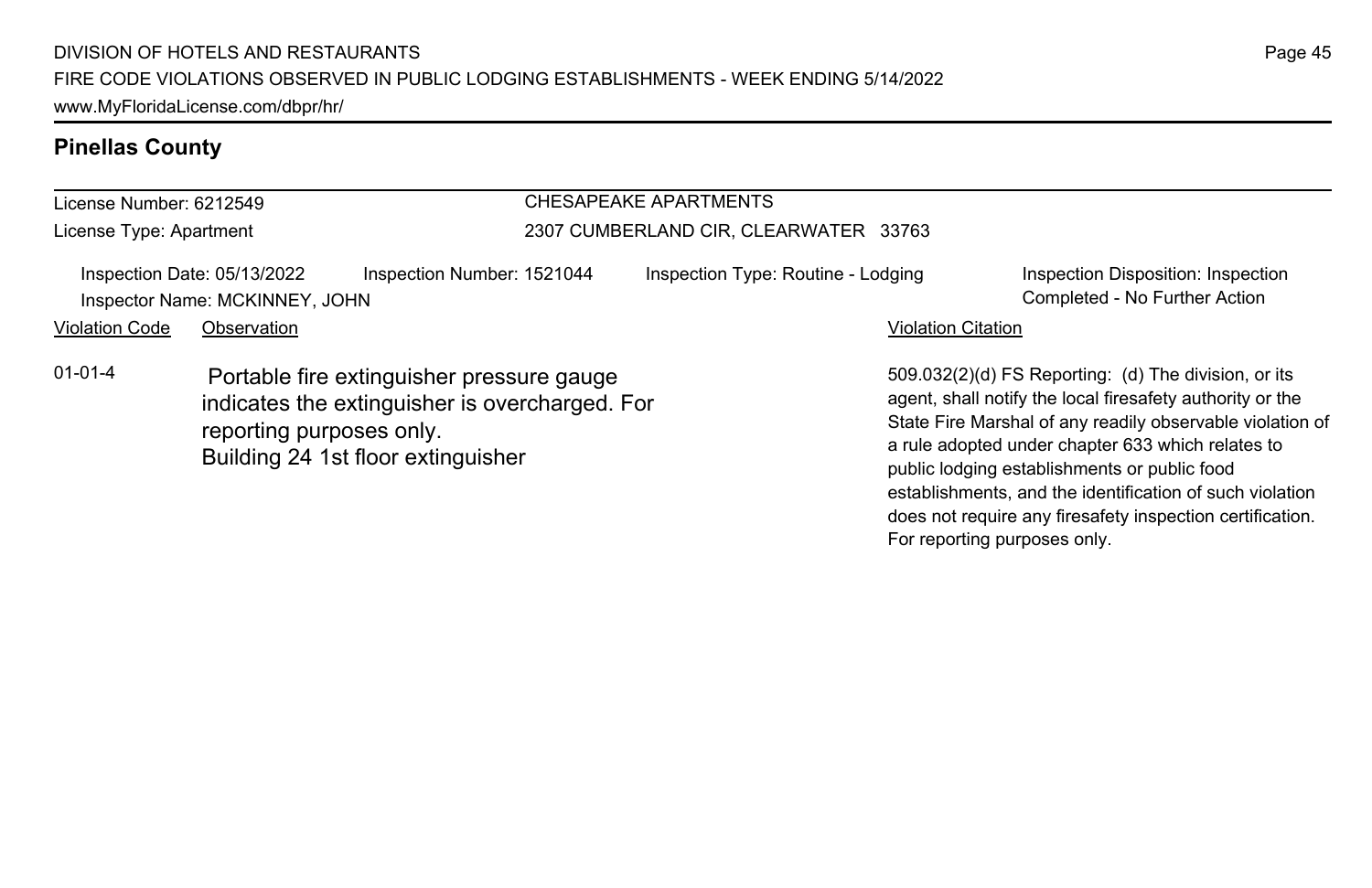## Pinellas County

License Number: 6212549
License Type: Apartment

CHESAPEAKE APARTMENTS
2307 CUMBERLAND CIR, CLEARWATER 33763

Inspection Date: 05/13/2022
Inspector Name: MCKINNEY, JOHN
Inspection Number: 1521044
Inspection Type: Routine - Lodging
Inspection Disposition: Inspection Completed - No Further Action

| Violation Code | Observation | Violation Citation |
| --- | --- | --- |
| 01-01-4 | Portable fire extinguisher pressure gauge indicates the extinguisher is overcharged. For reporting purposes only. Building 24 1st floor extinguisher | 509.032(2)(d) FS Reporting: (d) The division, or its agent, shall notify the local firesafety authority or the State Fire Marshal of any readily observable violation of a rule adopted under chapter 633 which relates to public lodging establishments or public food establishments, and the identification of such violation does not require any firesafety inspection certification. For reporting purposes only. |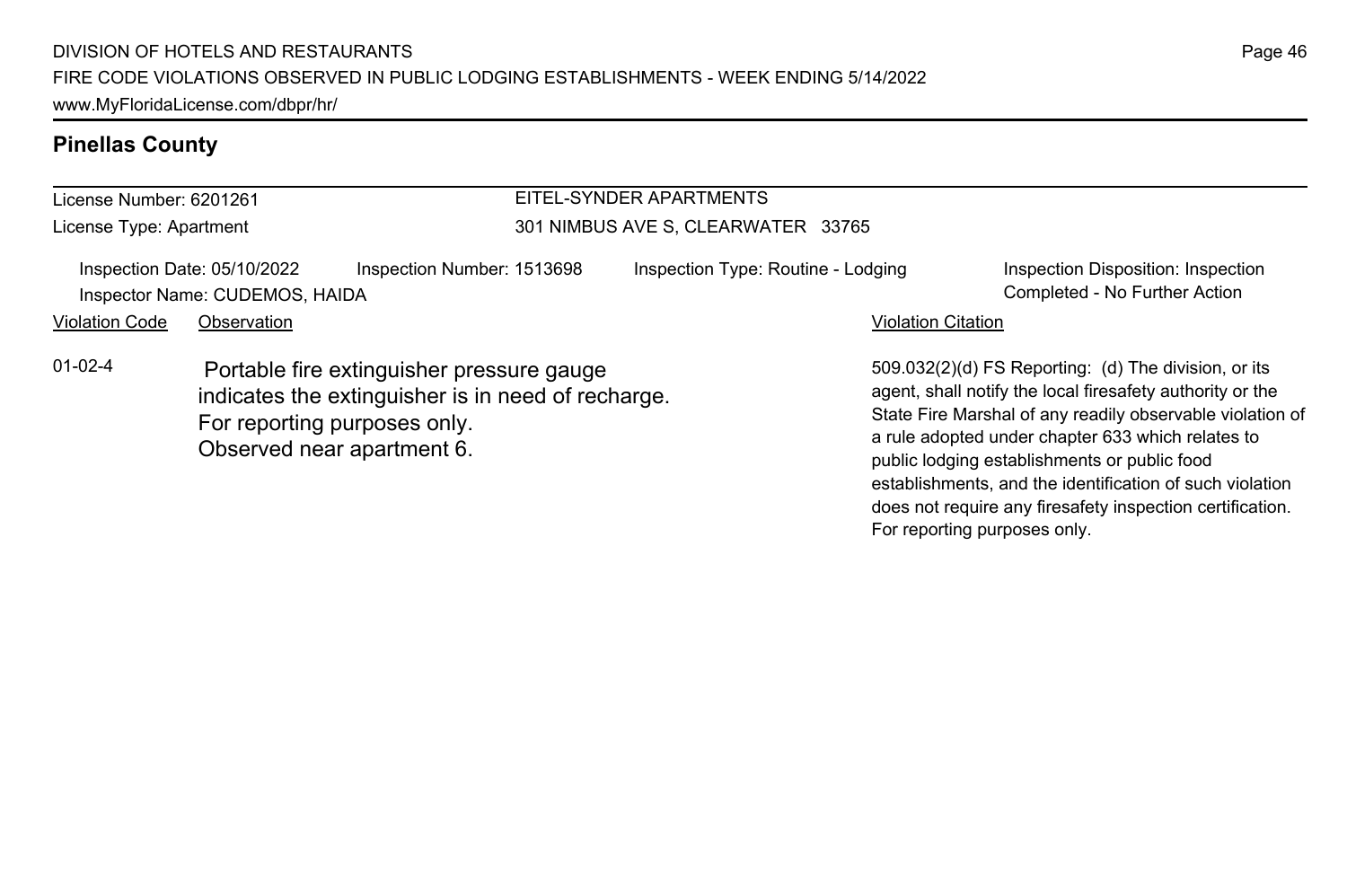## Pinellas County

License Number: 6201261
License Type: Apartment

EITEL-SYNDER APARTMENTS
301 NIMBUS AVE S, CLEARWATER 33765

Inspection Date: 05/10/2022
Inspection Number: 1513698
Inspection Type: Routine - Lodging
Inspection Disposition: Inspection Completed - No Further Action
Inspector Name: CUDEMOS, HAIDA

| Violation Code | Observation | Violation Citation |
| --- | --- | --- |
| 01-02-4 | Portable fire extinguisher pressure gauge indicates the extinguisher is in need of recharge. For reporting purposes only. Observed near apartment 6. | 509.032(2)(d) FS Reporting: (d) The division, or its agent, shall notify the local firesafety authority or the State Fire Marshal of any readily observable violation of a rule adopted under chapter 633 which relates to public lodging establishments or public food establishments, and the identification of such violation does not require any firesafety inspection certification. For reporting purposes only. |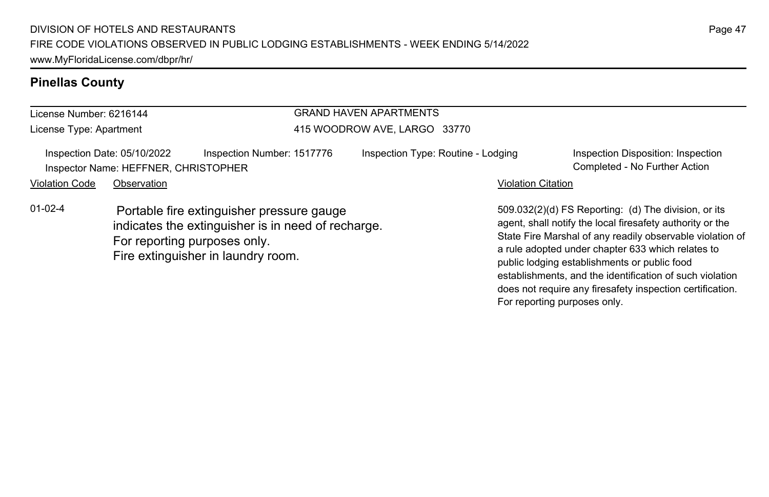## Pinellas County

License Number: 6216144
License Type: Apartment

GRAND HAVEN APARTMENTS
415 WOODROW AVE, LARGO 33770

Inspection Date: 05/10/2022 | Inspection Number: 1517776 | Inspection Type: Routine - Lodging | Inspection Disposition: Inspection Completed - No Further Action

Inspector Name: HEFFNER, CHRISTOPHER

| Violation Code | Observation | Violation Citation |
|---|---|---|
| 01-02-4 | Portable fire extinguisher pressure gauge indicates the extinguisher is in need of recharge. For reporting purposes only. Fire extinguisher in laundry room. | 509.032(2)(d) FS Reporting: (d) The division, or its agent, shall notify the local firesafety authority or the State Fire Marshal of any readily observable violation of a rule adopted under chapter 633 which relates to public lodging establishments or public food establishments, and the identification of such violation does not require any firesafety inspection certification. For reporting purposes only. |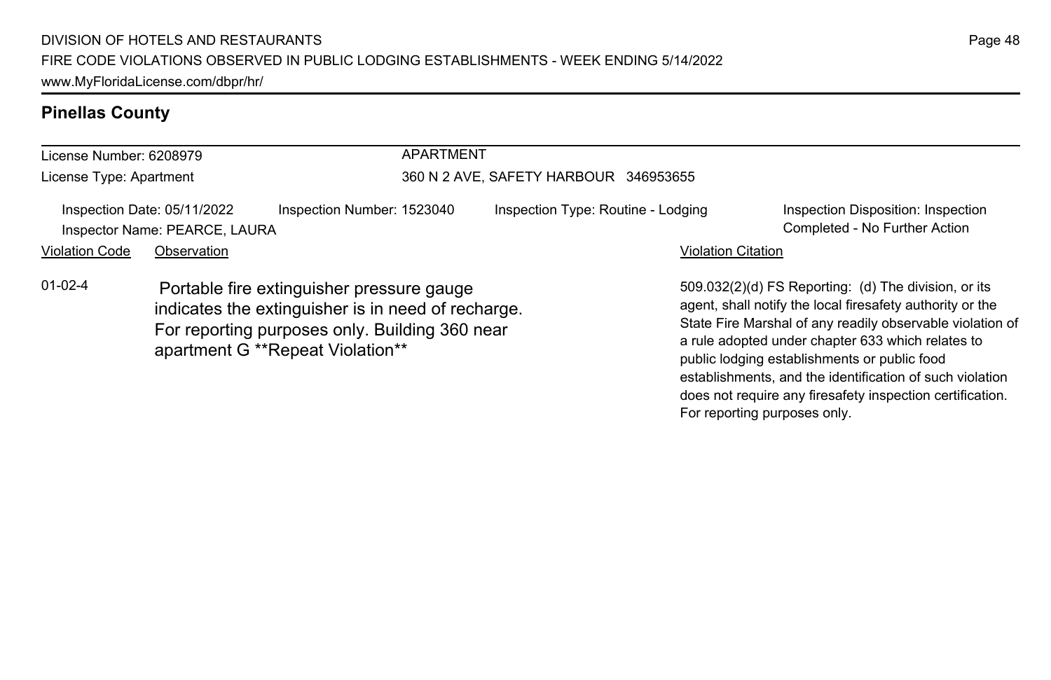## Pinellas County

License Number: 6208979
License Type: Apartment

APARTMENT
360 N 2 AVE, SAFETY HARBOUR 346953655

Inspection Date: 05/11/2022
Inspector Name: PEARCE, LAURA

Inspection Number: 1523040

Inspection Type: Routine - Lodging

Inspection Disposition: Inspection Completed - No Further Action

| Violation Code | Observation | Violation Citation |
| --- | --- | --- |
| 01-02-4 | Portable fire extinguisher pressure gauge indicates the extinguisher is in need of recharge. For reporting purposes only. Building 360 near apartment G **Repeat Violation** | 509.032(2)(d) FS Reporting: (d) The division, or its agent, shall notify the local firesafety authority or the State Fire Marshal of any readily observable violation of a rule adopted under chapter 633 which relates to public lodging establishments or public food establishments, and the identification of such violation does not require any firesafety inspection certification. For reporting purposes only. |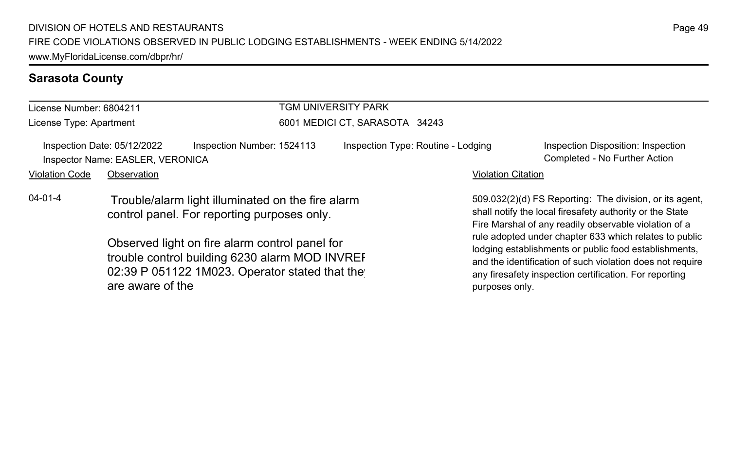## Sarasota County

License Number: 6804211
License Type: Apartment

TGM UNIVERSITY PARK
6001 MEDICI CT, SARASOTA 34243

Inspection Date: 05/12/2022
Inspector Name: EASLER, VERONICA
Inspection Number: 1524113
Inspection Type: Routine - Lodging
Inspection Disposition: Inspection Completed - No Further Action

| Violation Code | Observation | Violation Citation |
|---|---|---|
| 04-01-4 | Trouble/alarm light illuminated on the fire alarm control panel. For reporting purposes only.<br><br>Observed light on fire alarm control panel for trouble control building 6230 alarm MOD INVREF 02:39 P 051122 1M023. Operator stated that they are aware of the | 509.032(2)(d) FS Reporting: The division, or its agent, shall notify the local firesafety authority or the State Fire Marshal of any readily observable violation of a rule adopted under chapter 633 which relates to public lodging establishments or public food establishments, and the identification of such violation does not require any firesafety inspection certification. For reporting purposes only. |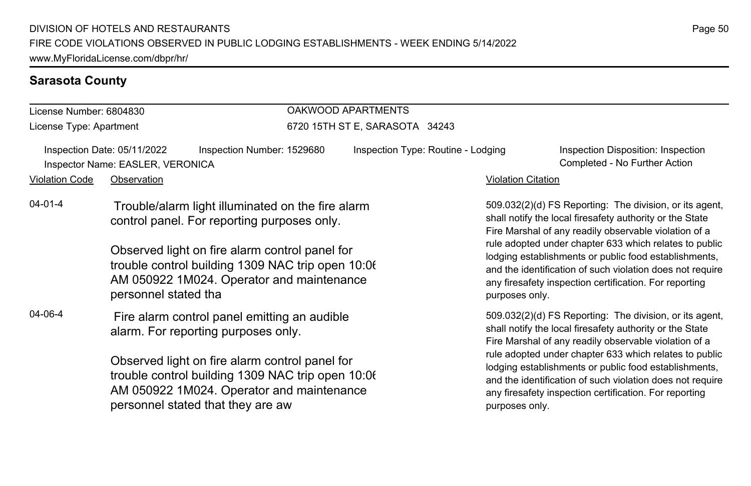## Sarasota County

License Number: 6804830
License Type: Apartment

OAKWOOD APARTMENTS
6720 15TH ST E, SARASOTA 34243

Inspection Date: 05/11/2022
Inspector Name: EASLER, VERONICA
Inspection Number: 1529680
Inspection Type: Routine - Lodging
Inspection Disposition: Inspection Completed - No Further Action

| Violation Code | Observation | Violation Citation |
| --- | --- | --- |
| 04-01-4 | Trouble/alarm light illuminated on the fire alarm control panel. For reporting purposes only.<br><br>Observed light on fire alarm control panel for trouble control building 1309 NAC trip open 10:06 AM 050922 1M024. Operator and maintenance personnel stated tha | 509.032(2)(d) FS Reporting: The division, or its agent, shall notify the local firesafety authority or the State Fire Marshal of any readily observable violation of a rule adopted under chapter 633 which relates to public lodging establishments or public food establishments, and the identification of such violation does not require any firesafety inspection certification. For reporting purposes only. |
| 04-06-4 | Fire alarm control panel emitting an audible alarm. For reporting purposes only.<br><br>Observed light on fire alarm control panel for trouble control building 1309 NAC trip open 10:06 AM 050922 1M024. Operator and maintenance personnel stated that they are aw | 509.032(2)(d) FS Reporting: The division, or its agent, shall notify the local firesafety authority or the State Fire Marshal of any readily observable violation of a rule adopted under chapter 633 which relates to public lodging establishments or public food establishments, and the identification of such violation does not require any firesafety inspection certification. For reporting purposes only. |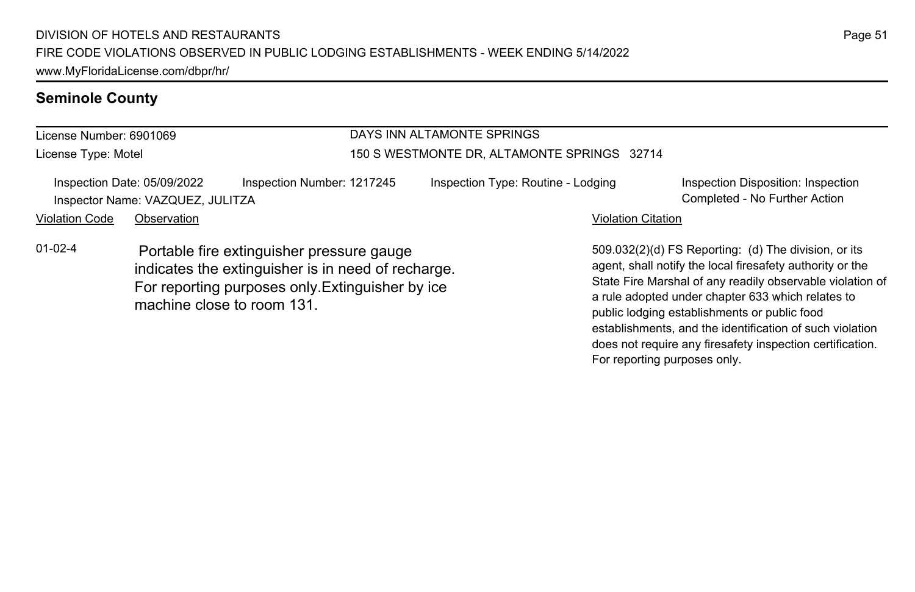## Seminole County

License Number: 6901069
License Type: Motel

DAYS INN ALTAMONTE SPRINGS
150 S WESTMONTE DR, ALTAMONTE SPRINGS 32714

Inspection Date: 05/09/2022
Inspector Name: VAZQUEZ, JULITZA
Inspection Number: 1217245
Inspection Type: Routine - Lodging
Inspection Disposition: Inspection Completed - No Further Action

| Violation Code | Observation | Violation Citation |
|---|---|---|
| 01-02-4 | Portable fire extinguisher pressure gauge indicates the extinguisher is in need of recharge. For reporting purposes only.Extinguisher by ice machine close to room 131. | 509.032(2)(d) FS Reporting: (d) The division, or its agent, shall notify the local firesafety authority or the State Fire Marshal of any readily observable violation of a rule adopted under chapter 633 which relates to public lodging establishments or public food establishments, and the identification of such violation does not require any firesafety inspection certification. For reporting purposes only. |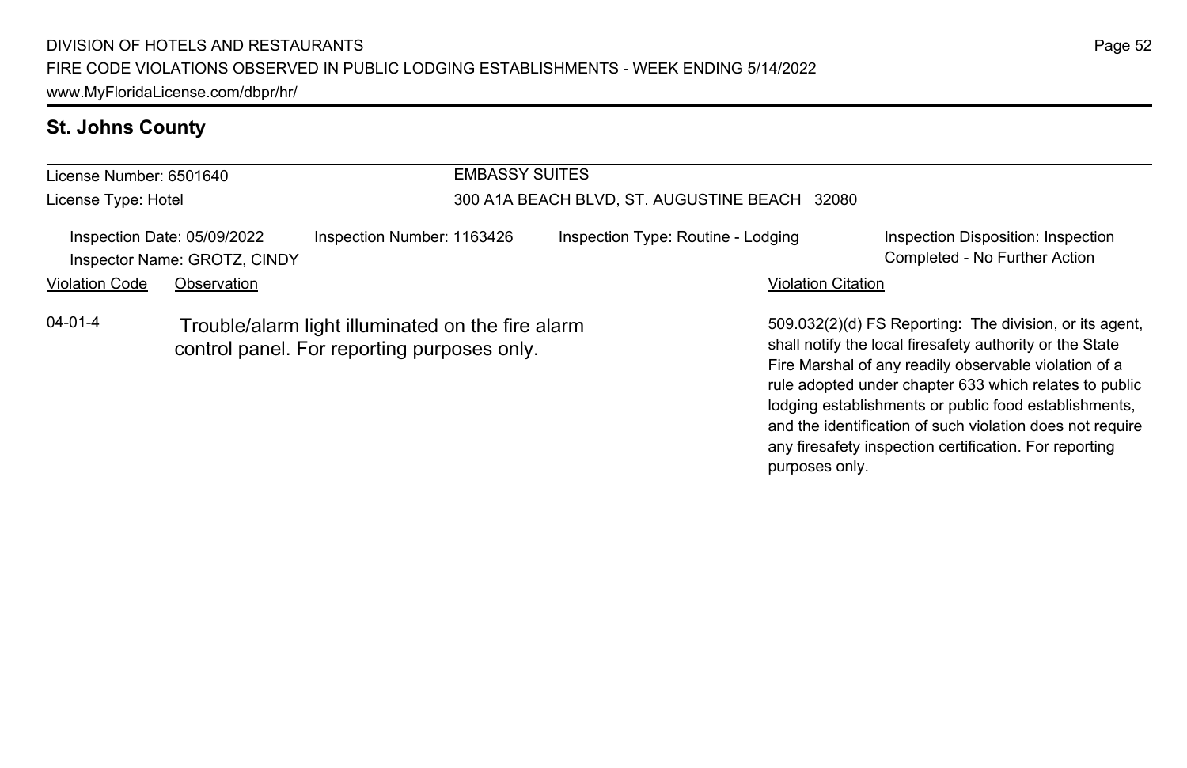## St. Johns County

| License Number: 6501640 | EMBASSY SUITES |
|---|---|
| License Type: Hotel | 300 A1A BEACH BLVD, ST. AUGUSTINE BEACH 32080 |

Inspection Date: 05/09/2022  
Inspector Name: GROTZ, CINDY  
Inspection Number: 1163426  
Inspection Type: Routine - Lodging  
Inspection Disposition: Inspection Completed - No Further Action

| Violation Code | Observation | Violation Citation |
|---|---|---|
| 04-01-4 | Trouble/alarm light illuminated on the fire alarm control panel. For reporting purposes only. | 509.032(2)(d) FS Reporting: The division, or its agent, shall notify the local firesafety authority or the State Fire Marshal of any readily observable violation of a rule adopted under chapter 633 which relates to public lodging establishments or public food establishments, and the identification of such violation does not require any firesafety inspection certification. For reporting purposes only. |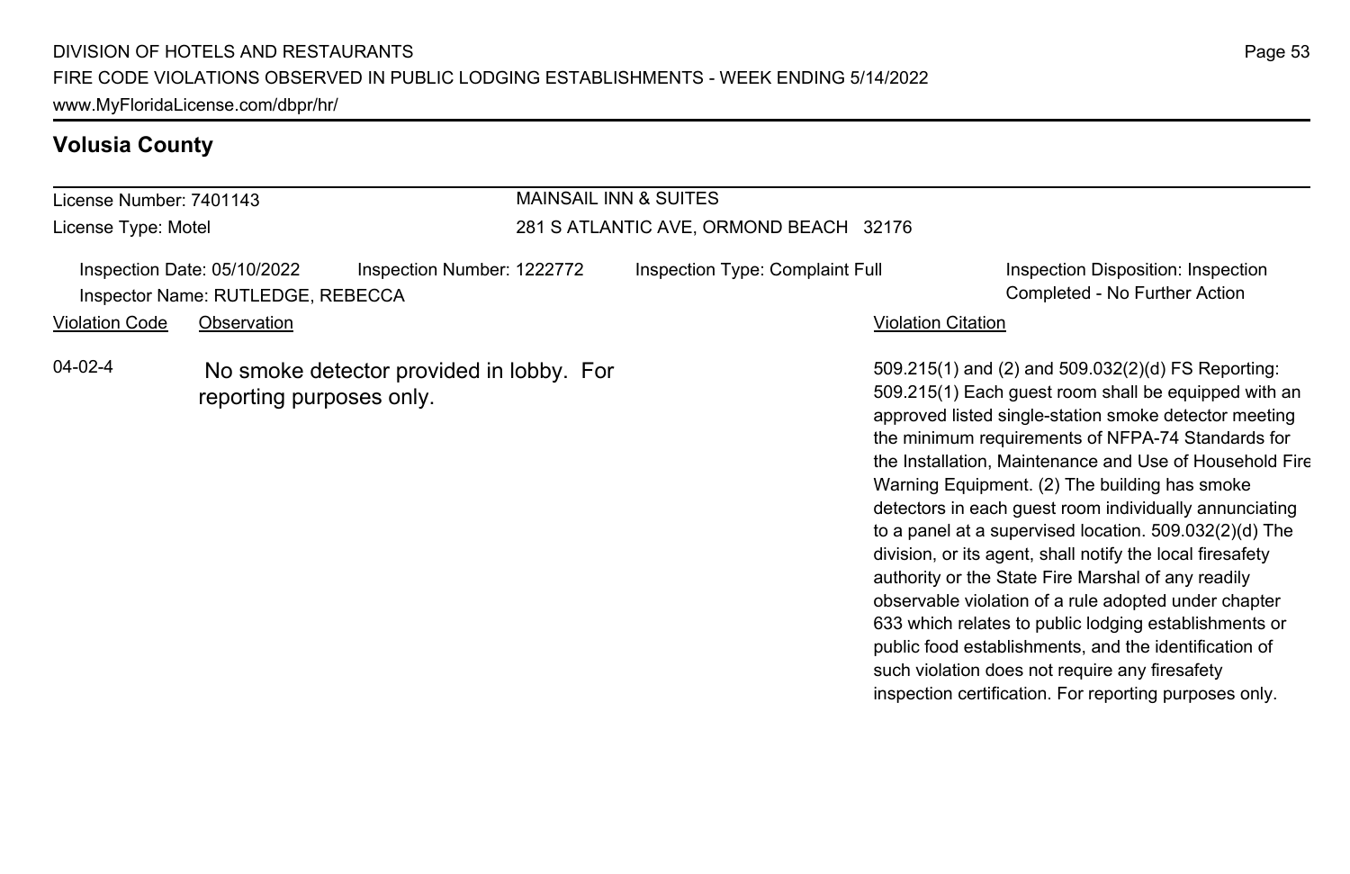## Volusia County

License Number: 7401143
License Type: Motel

MAINSAIL INN & SUITES
281 S ATLANTIC AVE, ORMOND BEACH 32176

Inspection Date: 05/10/2022
Inspection Number: 1222772
Inspection Type: Complaint Full
Inspection Disposition: Inspection Completed - No Further Action
Inspector Name: RUTLEDGE, REBECCA

| Violation Code | Observation | Violation Citation |
| --- | --- | --- |
| 04-02-4 | No smoke detector provided in lobby. For reporting purposes only. | 509.215(1) and (2) and 509.032(2)(d) FS Reporting: 509.215(1) Each guest room shall be equipped with an approved listed single-station smoke detector meeting the minimum requirements of NFPA-74 Standards for the Installation, Maintenance and Use of Household Fire Warning Equipment. (2) The building has smoke detectors in each guest room individually annunciating to a panel at a supervised location. 509.032(2)(d) The division, or its agent, shall notify the local firesafety authority or the State Fire Marshal of any readily observable violation of a rule adopted under chapter 633 which relates to public lodging establishments or public food establishments, and the identification of such violation does not require any firesafety inspection certification. For reporting purposes only. |